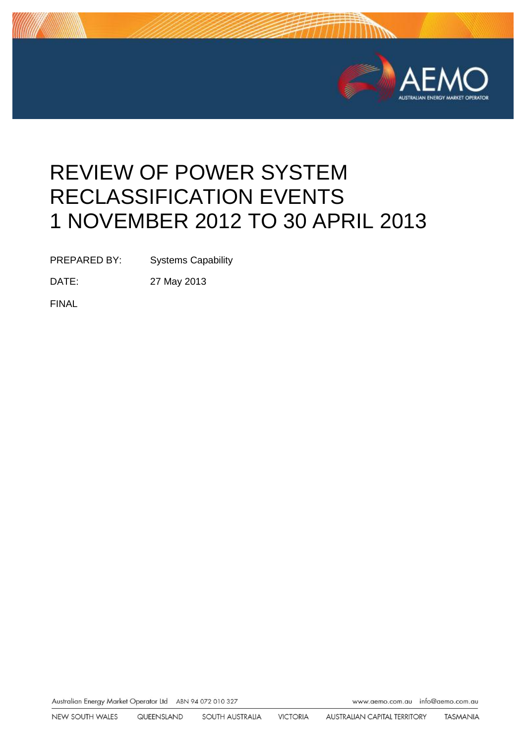# REVIEW OF POWER SYSTEM RECLASSIFICATION EVENTS 1 NOVEMBER 2012 TO 30 APRIL 2013

PREPARED BY: Systems Capability

DATE: 27 May 2013

FINAL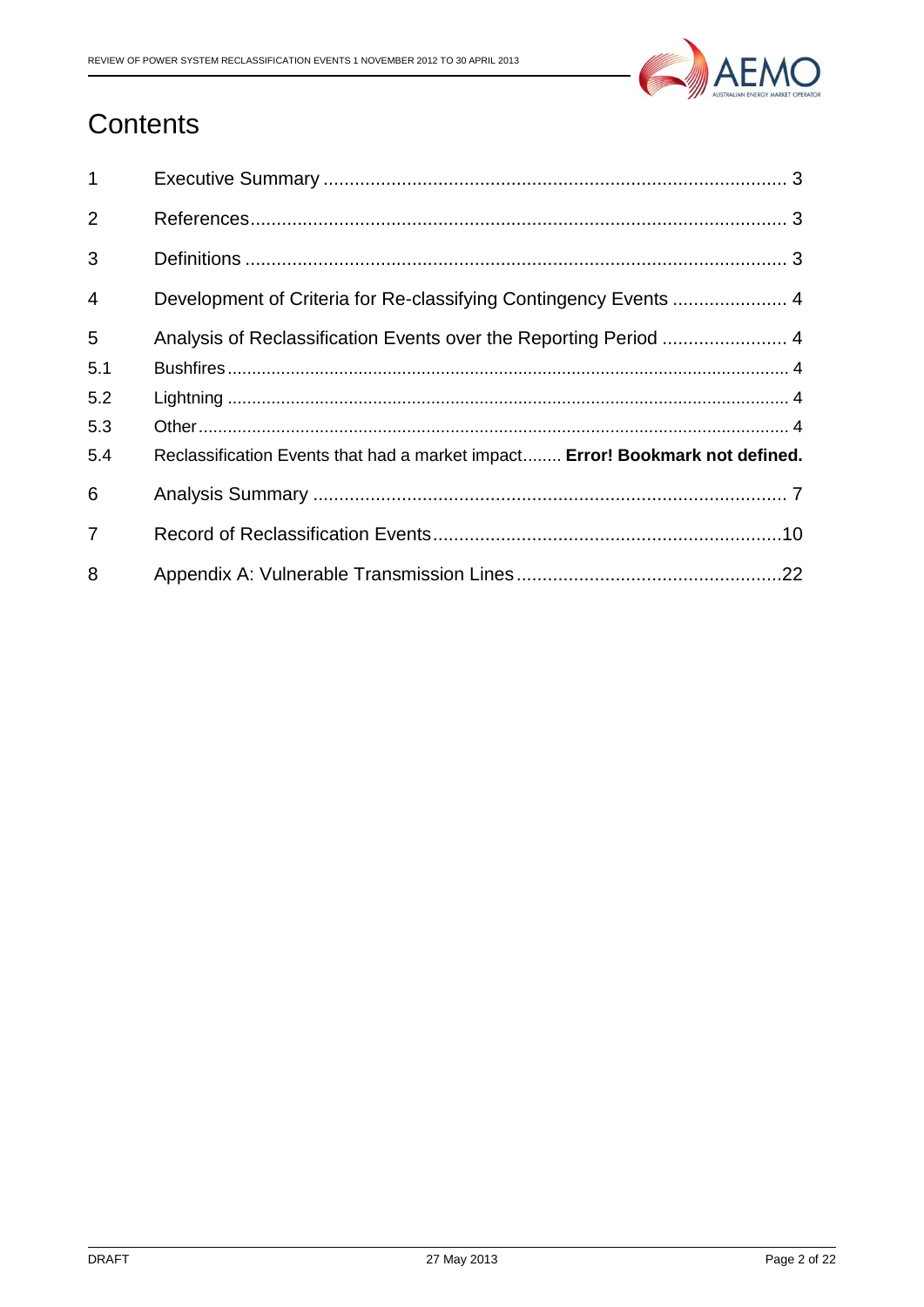# Contents

| | | |
|---|---|---|
| 1 | Executive Summary | 3 |
| 2 | References | 3 |
| 3 | Definitions | 3 |
| 4 | Development of Criteria for Re-classifying Contingency Events | 4 |
| 5 | Analysis of Reclassification Events over the Reporting Period | 4 |
| 5.1 | Bushfires | 4 |
| 5.2 | Lightning | 4 |
| 5.3 | Other | 4 |
| 5.4 | Reclassification Events that had a market impact | **Error! Bookmark not defined.** |
| 6 | Analysis Summary | 7 |
| 7 | Record of Reclassification Events | 10 |
| 8 | Appendix A: Vulnerable Transmission Lines | 22 |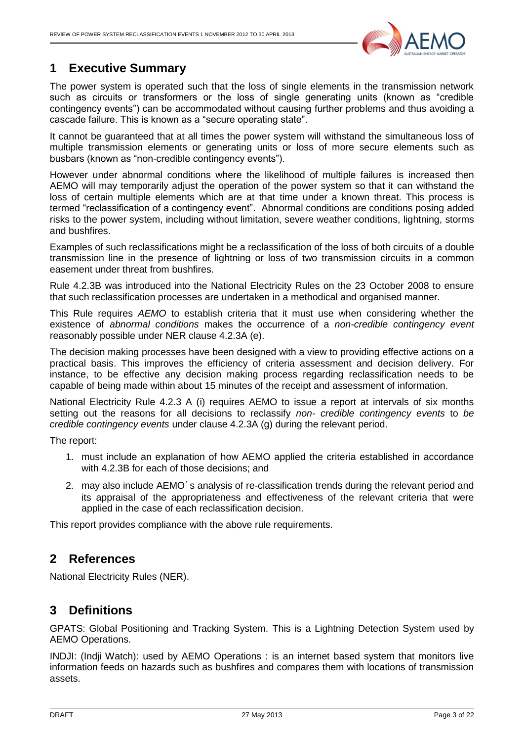## 1 Executive Summary

The power system is operated such that the loss of single elements in the transmission network such as circuits or transformers or the loss of single generating units (known as "credible contingency events") can be accommodated without causing further problems and thus avoiding a cascade failure. This is known as a "secure operating state".

It cannot be guaranteed that at all times the power system will withstand the simultaneous loss of multiple transmission elements or generating units or loss of more secure elements such as busbars (known as "non-credible contingency events").

However under abnormal conditions where the likelihood of multiple failures is increased then AEMO will may temporarily adjust the operation of the power system so that it can withstand the loss of certain multiple elements which are at that time under a known threat. This process is termed "reclassification of a contingency event". Abnormal conditions are conditions posing added risks to the power system, including without limitation, severe weather conditions, lightning, storms and bushfires.

Examples of such reclassifications might be a reclassification of the loss of both circuits of a double transmission line in the presence of lightning or loss of two transmission circuits in a common easement under threat from bushfires.

Rule 4.2.3B was introduced into the National Electricity Rules on the 23 October 2008 to ensure that such reclassification processes are undertaken in a methodical and organised manner.

This Rule requires *AEMO* to establish criteria that it must use when considering whether the existence of *abnormal conditions* makes the occurrence of a *non-credible contingency event* reasonably possible under NER clause 4.2.3A (e).

The decision making processes have been designed with a view to providing effective actions on a practical basis. This improves the efficiency of criteria assessment and decision delivery. For instance, to be effective any decision making process regarding reclassification needs to be capable of being made within about 15 minutes of the receipt and assessment of information.

National Electricity Rule 4.2.3 A (i) requires AEMO to issue a report at intervals of six months setting out the reasons for all decisions to reclassify *non- credible contingency events* to *be credible contingency events* under clause 4.2.3A (g) during the relevant period.

The report:

1. must include an explanation of how AEMO applied the criteria established in accordance with 4.2.3B for each of those decisions; and
2. may also include AEMO's analysis of re-classification trends during the relevant period and its appraisal of the appropriateness and effectiveness of the relevant criteria that were applied in the case of each reclassification decision.

This report provides compliance with the above rule requirements.

## 2 References

National Electricity Rules (NER).

## 3 Definitions

GPATS: Global Positioning and Tracking System. This is a Lightning Detection System used by AEMO Operations.

INDJI: (Indji Watch): used by AEMO Operations : is an internet based system that monitors live information feeds on hazards such as bushfires and compares them with locations of transmission assets.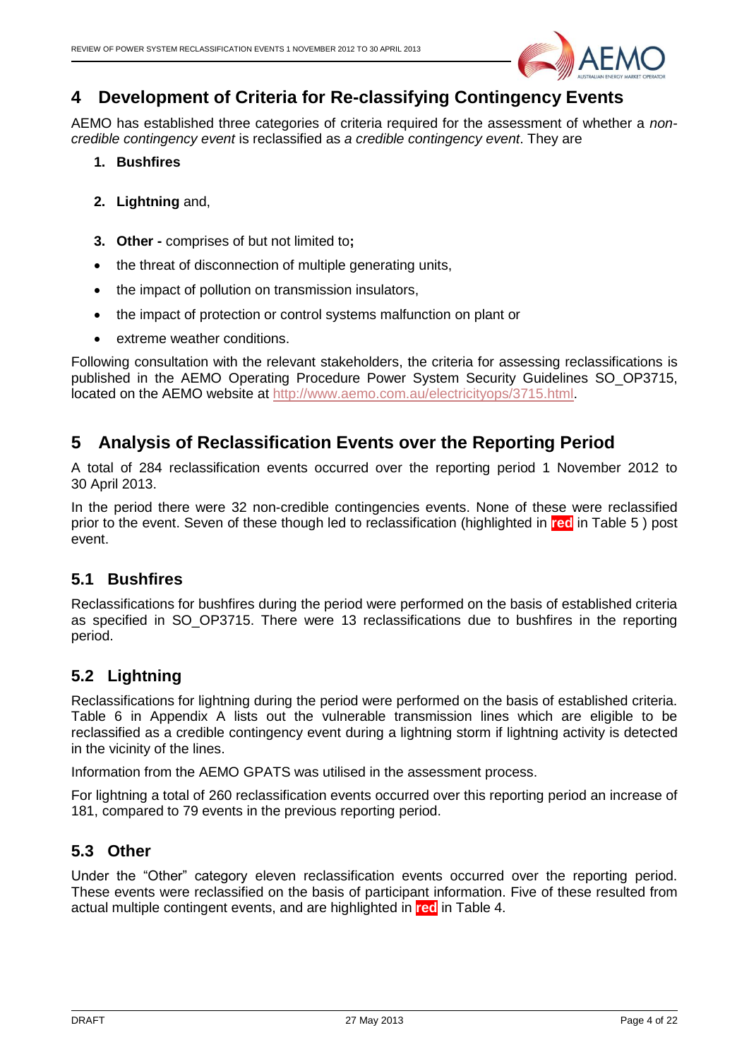# 4 Development of Criteria for Re-classifying Contingency Events

AEMO has established three categories of criteria required for the assessment of whether a *non-credible contingency event* is reclassified as *a credible contingency event*. They are

1. **Bushfires**

2. **Lightning** and,

3. **Other -** comprises of but not limited to**;**

- the threat of disconnection of multiple generating units,
- the impact of pollution on transmission insulators,
- the impact of protection or control systems malfunction on plant or
- extreme weather conditions.

Following consultation with the relevant stakeholders, the criteria for assessing reclassifications is published in the AEMO Operating Procedure Power System Security Guidelines SO_OP3715, located on the AEMO website at http://www.aemo.com.au/electricityops/3715.html.

# 5 Analysis of Reclassification Events over the Reporting Period

A total of 284 reclassification events occurred over the reporting period 1 November 2012 to 30 April 2013.

In the period there were 32 non-credible contingencies events. None of these were reclassified prior to the event. Seven of these though led to reclassification (highlighted in **red** in Table 5 ) post event.

## 5.1 Bushfires

Reclassifications for bushfires during the period were performed on the basis of established criteria as specified in SO_OP3715. There were 13 reclassifications due to bushfires in the reporting period.

## 5.2 Lightning

Reclassifications for lightning during the period were performed on the basis of established criteria. Table 6 in Appendix A lists out the vulnerable transmission lines which are eligible to be reclassified as a credible contingency event during a lightning storm if lightning activity is detected in the vicinity of the lines.

Information from the AEMO GPATS was utilised in the assessment process.

For lightning a total of 260 reclassification events occurred over this reporting period an increase of 181, compared to 79 events in the previous reporting period.

## 5.3 Other

Under the "Other" category eleven reclassification events occurred over the reporting period. These events were reclassified on the basis of participant information. Five of these resulted from actual multiple contingent events, and are highlighted in **red** in Table 4.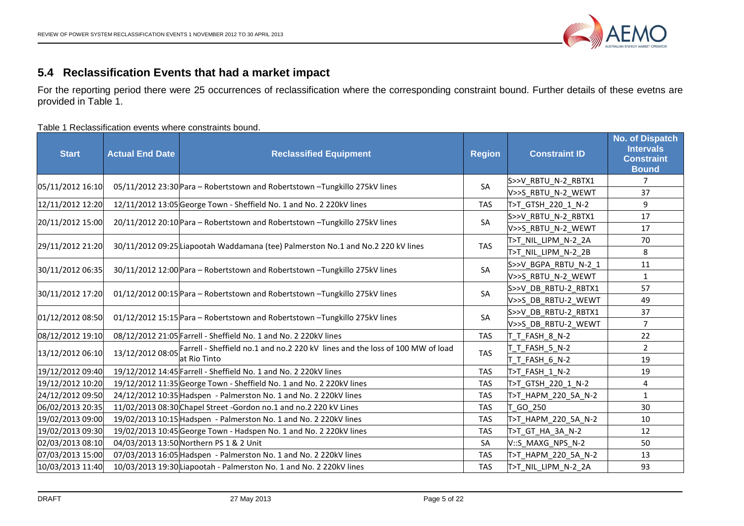## 5.4 Reclassification Events that had a market impact

For the reporting period there were 25 occurrences of reclassification where the corresponding constraint bound. Further details of these evetns are provided in Table 1.

Table 1 Reclassification events where constraints bound.

| Start | Actual End Date | Reclassified Equipment | Region | Constraint ID | No. of Dispatch Intervals Constraint Bound |
|---|---|---|---|---|---|
| 05/11/2012 16:10 | 05/11/2012 23:30 | Para – Robertstown and Robertstown –Tungkillo 275kV lines | SA | S>>V_RBTU_N-2_RBTX1 | 7 |
| | | | | V>>S_RBTU_N-2_WEWT | 37 |
| 12/11/2012 12:20 | 12/11/2012 13:05 | George Town - Sheffield No. 1 and No. 2 220kV lines | TAS | T>T_GTSH_220_1_N-2 | 9 |
| 20/11/2012 15:00 | 20/11/2012 20:10 | Para – Robertstown and Robertstown –Tungkillo 275kV lines | SA | S>>V_RBTU_N-2_RBTX1 | 17 |
| | | | | V>>S_RBTU_N-2_WEWT | 17 |
| 29/11/2012 21:20 | 30/11/2012 09:25 | Liapootah Waddamana (tee) Palmerston No.1 and No.2 220 kV lines | TAS | T>T_NIL_LIPM_N-2_2A | 70 |
| | | | | T>T_NIL_LIPM_N-2_2B | 8 |
| 30/11/2012 06:35 | 30/11/2012 12:00 | Para – Robertstown and Robertstown –Tungkillo 275kV lines | SA | S>>V_BGPA_RBTU_N-2_1 | 11 |
| | | | | V>>S_RBTU_N-2_WEWT | 1 |
| 30/11/2012 17:20 | 01/12/2012 00:15 | Para – Robertstown and Robertstown –Tungkillo 275kV lines | SA | S>>V_DB_RBTU-2_RBTX1 | 57 |
| | | | | V>>S_DB_RBTU-2_WEWT | 49 |
| 01/12/2012 08:50 | 01/12/2012 15:15 | Para – Robertstown and Robertstown –Tungkillo 275kV lines | SA | S>>V_DB_RBTU-2_RBTX1 | 37 |
| | | | | V>>S_DB_RBTU-2_WEWT | 7 |
| 08/12/2012 19:10 | 08/12/2012 21:05 | Farrell - Sheffield No. 1 and No. 2 220kV lines | TAS | T_T_FASH_8_N-2 | 22 |
| 13/12/2012 06:10 | 13/12/2012 08:05 | Farrell - Sheffield no.1 and no.2 220 kV lines and the loss of 100 MW of load at Rio Tinto | TAS | T_T_FASH_5_N-2 | 2 |
| | | | | T_T_FASH_6_N-2 | 19 |
| 19/12/2012 09:40 | 19/12/2012 14:45 | Farrell - Sheffield No. 1 and No. 2 220kV lines | TAS | T>T_FASH_1_N-2 | 19 |
| 19/12/2012 10:20 | 19/12/2012 11:35 | George Town - Sheffield No. 1 and No. 2 220kV lines | TAS | T>T_GTSH_220_1_N-2 | 4 |
| 24/12/2012 09:50 | 24/12/2012 10:35 | Hadspen - Palmerston No. 1 and No. 2 220kV lines | TAS | T>T_HAPM_220_5A_N-2 | 1 |
| 06/02/2013 20:35 | 11/02/2013 08:30 | Chapel Street -Gordon no.1 and no.2 220 kV Lines | TAS | T_GO_250 | 30 |
| 19/02/2013 09:00 | 19/02/2013 10:15 | Hadspen - Palmerston No. 1 and No. 2 220kV lines | TAS | T>T_HAPM_220_5A_N-2 | 10 |
| 19/02/2013 09:30 | 19/02/2013 10:45 | George Town - Hadspen No. 1 and No. 2 220kV lines | TAS | T>T_GT_HA_3A_N-2 | 12 |
| 02/03/2013 08:10 | 04/03/2013 13:50 | Northern PS 1 & 2 Unit | SA | V::S_MAXG_NPS_N-2 | 50 |
| 07/03/2013 15:00 | 07/03/2013 16:05 | Hadspen - Palmerston No. 1 and No. 2 220kV lines | TAS | T>T_HAPM_220_5A_N-2 | 13 |
| 10/03/2013 11:40 | 10/03/2013 19:30 | Liapootah - Palmerston No. 1 and No. 2 220kV lines | TAS | T>T_NIL_LIPM_N-2_2A | 93 |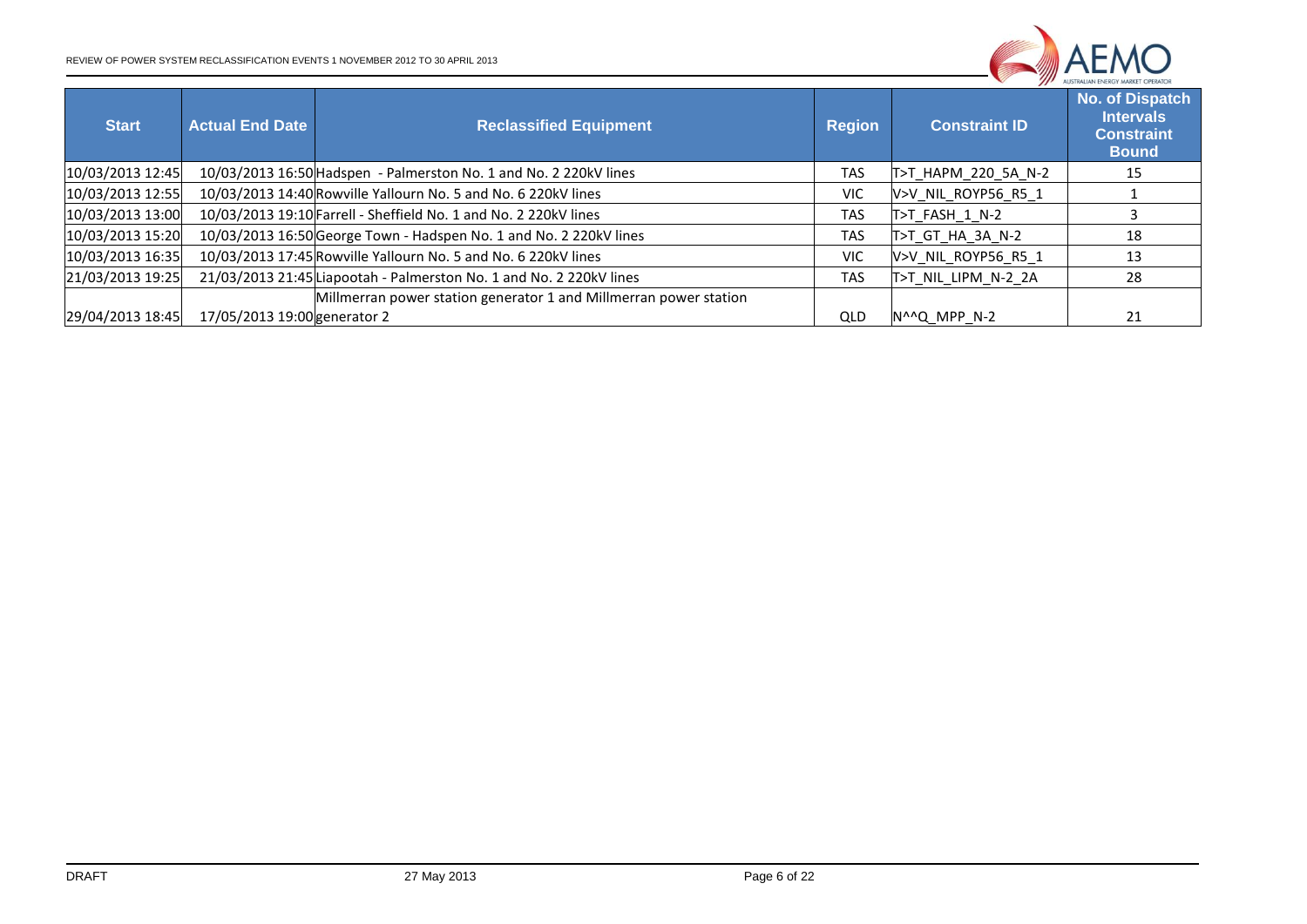| Start | Actual End Date | Reclassified Equipment | Region | Constraint ID | No. of Dispatch Intervals Constraint Bound |
|---|---|---|---|---|---|
| 10/03/2013 12:45 | 10/03/2013 16:50 | Hadspen - Palmerston No. 1 and No. 2 220kV lines | TAS | T>T_HAPM_220_5A_N-2 | 15 |
| 10/03/2013 12:55 | 10/03/2013 14:40 | Rowville Yallourn No. 5 and No. 6 220kV lines | VIC | V>V_NIL_ROYP56_R5_1 | 1 |
| 10/03/2013 13:00 | 10/03/2013 19:10 | Farrell - Sheffield No. 1 and No. 2 220kV lines | TAS | T>T_FASH_1_N-2 | 3 |
| 10/03/2013 15:20 | 10/03/2013 16:50 | George Town - Hadspen No. 1 and No. 2 220kV lines | TAS | T>T_GT_HA_3A_N-2 | 18 |
| 10/03/2013 16:35 | 10/03/2013 17:45 | Rowville Yallourn No. 5 and No. 6 220kV lines | VIC | V>V_NIL_ROYP56_R5_1 | 13 |
| 21/03/2013 19:25 | 21/03/2013 21:45 | Liapootah - Palmerston No. 1 and No. 2 220kV lines | TAS | T>T_NIL_LIPM_N-2_2A | 28 |
| 29/04/2013 18:45 | 17/05/2013 19:00 | Millmerran power station generator 1 and Millmerran power station generator 2 | QLD | N^^Q_MPP_N-2 | 21 |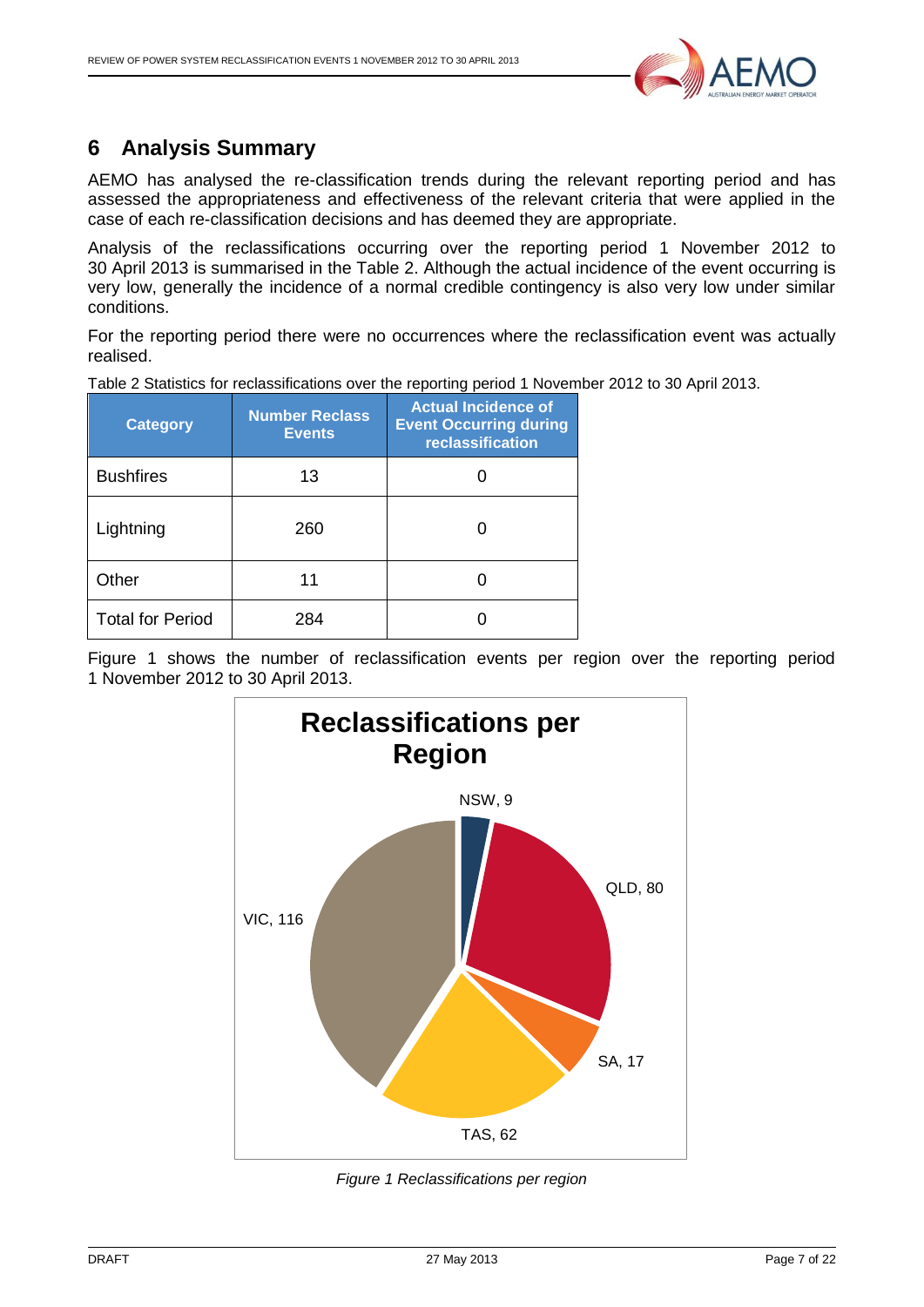## 6 Analysis Summary

AEMO has analysed the re-classification trends during the relevant reporting period and has assessed the appropriateness and effectiveness of the relevant criteria that were applied in the case of each re-classification decisions and has deemed they are appropriate.

Analysis of the reclassifications occurring over the reporting period 1 November 2012 to 30 April 2013 is summarised in the Table 2. Although the actual incidence of the event occurring is very low, generally the incidence of a normal credible contingency is also very low under similar conditions.

For the reporting period there were no occurrences where the reclassification event was actually realised.

Table 2 Statistics for reclassifications over the reporting period 1 November 2012 to 30 April 2013.

| Category | Number Reclass Events | Actual Incidence of Event Occurring during reclassification |
|---|---|---|
| Bushfires | 13 | 0 |
| Lightning | 260 | 0 |
| Other | 11 | 0 |
| Total for Period | 284 | 0 |

Figure 1 shows the number of reclassification events per region over the reporting period 1 November 2012 to 30 April 2013.

**Reclassifications per Region**

NSW, 9
QLD, 80
SA, 17
TAS, 62
VIC, 116

*Figure 1 Reclassifications per region*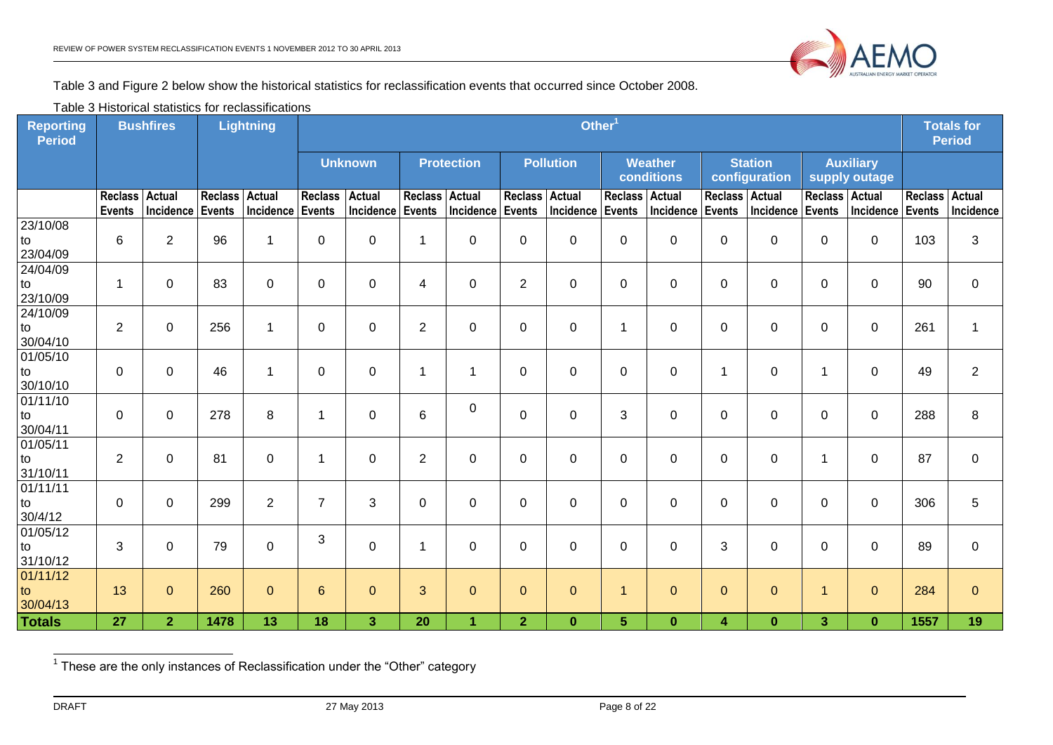Table 3 and Figure 2 below show the historical statistics for reclassification events that occurred since October 2008.

Table 3 Historical statistics for reclassifications

| Reporting Period | Bushfires | | Lightning | | Other[1] | | | | | | | | | | | | Totals for Period | |
|---|---|---|---|---|---|---|---|---|---|---|---|---|---|---|---|---|---|---|
| | | | | | Unknown | | Protection | | Pollution | | Weather conditions | | Station configuration | | Auxiliary supply outage | | | |
| | Reclass Events | Actual Incidence | Reclass Events | Actual Incidence | Reclass Events | Actual Incidence | Reclass Events | Actual Incidence | Reclass Events | Actual Incidence | Reclass Events | Actual Incidence | Reclass Events | Actual Incidence | Reclass Events | Actual Incidence | Reclass Events | Actual Incidence |
| 23/10/08 to 23/04/09 | 6 | 2 | 96 | 1 | 0 | 0 | 1 | 0 | 0 | 0 | 0 | 0 | 0 | 0 | 0 | 0 | 103 | 3 |
| 24/04/09 to 23/10/09 | 1 | 0 | 83 | 0 | 0 | 0 | 4 | 0 | 2 | 0 | 0 | 0 | 0 | 0 | 0 | 0 | 90 | 0 |
| 24/10/09 to 30/04/10 | 2 | 0 | 256 | 1 | 0 | 0 | 2 | 0 | 0 | 0 | 1 | 0 | 0 | 0 | 0 | 0 | 261 | 1 |
| 01/05/10 to 30/10/10 | 0 | 0 | 46 | 1 | 0 | 0 | 1 | 1 | 0 | 0 | 0 | 0 | 1 | 0 | 1 | 0 | 49 | 2 |
| 01/11/10 to 30/04/11 | 0 | 0 | 278 | 8 | 1 | 0 | 6 | 0 | 0 | 0 | 3 | 0 | 0 | 0 | 0 | 0 | 288 | 8 |
| 01/05/11 to 31/10/11 | 2 | 0 | 81 | 0 | 1 | 0 | 2 | 0 | 0 | 0 | 0 | 0 | 0 | 0 | 1 | 0 | 87 | 0 |
| 01/11/11 to 30/4/12 | 0 | 0 | 299 | 2 | 7 | 3 | 0 | 0 | 0 | 0 | 0 | 0 | 0 | 0 | 0 | 0 | 306 | 5 |
| 01/05/12 to 31/10/12 | 3 | 0 | 79 | 0 | 3 | 0 | 1 | 0 | 0 | 0 | 0 | 0 | 3 | 0 | 0 | 0 | 89 | 0 |
| 01/11/12 to 30/04/13 | 13 | 0 | 260 | 0 | 6 | 0 | 3 | 0 | 0 | 0 | 1 | 0 | 0 | 0 | 1 | 0 | 284 | 0 |
| **Totals** | **27** | **2** | **1478** | **13** | **18** | **3** | **20** | **1** | **2** | **0** | **5** | **0** | **4** | **0** | **3** | **0** | **1557** | **19** |

[1] These are the only instances of Reclassification under the "Other" category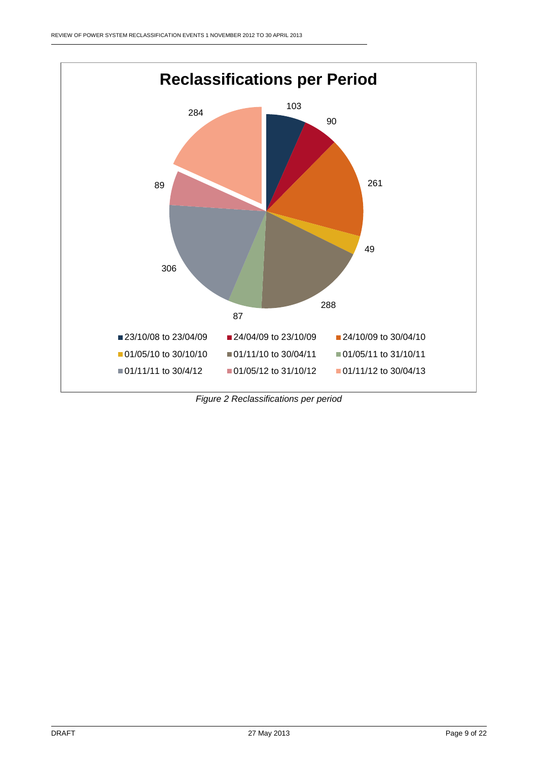**Reclassifications per Period**

| Period | Reclassifications |
| --- | --- |
| 23/10/08 to 23/04/09 | 103 |
| 24/04/09 to 23/10/09 | 90 |
| 24/10/09 to 30/04/10 | 261 |
| 01/05/10 to 30/10/10 | 49 |
| 01/11/10 to 30/04/11 | 288 |
| 01/05/11 to 31/10/11 | 87 |
| 01/11/11 to 30/4/12 | 306 |
| 01/05/12 to 31/10/12 | 89 |
| 01/11/12 to 30/04/13 | 284 |

*Figure 2 Reclassifications per period*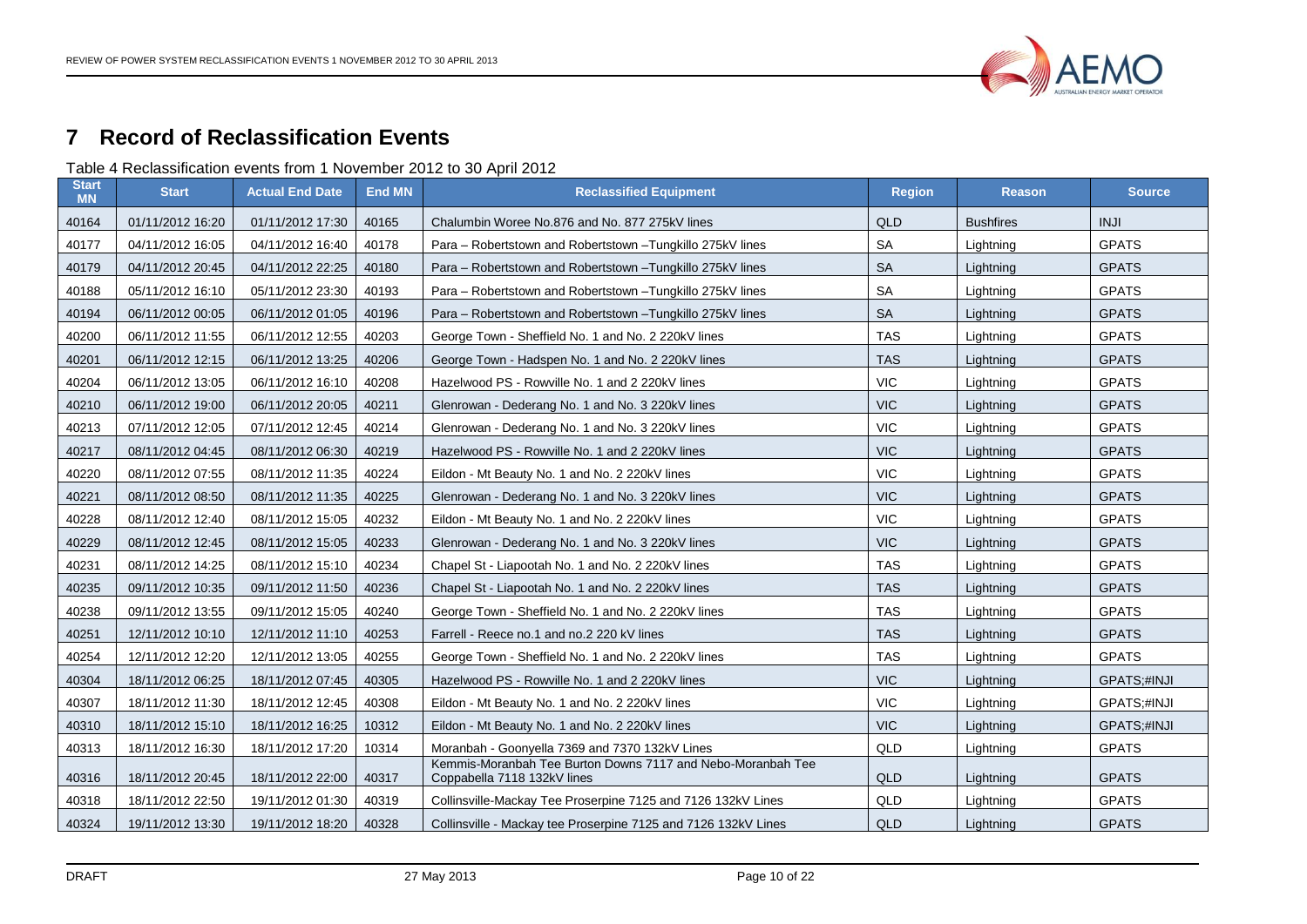# 7 Record of Reclassification Events

Table 4 Reclassification events from 1 November 2012 to 30 April 2012

| Start MN | Start | Actual End Date | End MN | Reclassified Equipment | Region | Reason | Source |
|---|---|---|---|---|---|---|---|
| 40164 | 01/11/2012 16:20 | 01/11/2012 17:30 | 40165 | Chalumbin Woree No.876 and No. 877 275kV lines | QLD | Bushfires | INJI |
| 40177 | 04/11/2012 16:05 | 04/11/2012 16:40 | 40178 | Para – Robertstown and Robertstown –Tungkillo 275kV lines | SA | Lightning | GPATS |
| 40179 | 04/11/2012 20:45 | 04/11/2012 22:25 | 40180 | Para – Robertstown and Robertstown –Tungkillo 275kV lines | SA | Lightning | GPATS |
| 40188 | 05/11/2012 16:10 | 05/11/2012 23:30 | 40193 | Para – Robertstown and Robertstown –Tungkillo 275kV lines | SA | Lightning | GPATS |
| 40194 | 06/11/2012 00:05 | 06/11/2012 01:05 | 40196 | Para – Robertstown and Robertstown –Tungkillo 275kV lines | SA | Lightning | GPATS |
| 40200 | 06/11/2012 11:55 | 06/11/2012 12:55 | 40203 | George Town - Sheffield No. 1 and No. 2 220kV lines | TAS | Lightning | GPATS |
| 40201 | 06/11/2012 12:15 | 06/11/2012 13:25 | 40206 | George Town - Hadspen No. 1 and No. 2 220kV lines | TAS | Lightning | GPATS |
| 40204 | 06/11/2012 13:05 | 06/11/2012 16:10 | 40208 | Hazelwood PS - Rowville No. 1 and 2 220kV lines | VIC | Lightning | GPATS |
| 40210 | 06/11/2012 19:00 | 06/11/2012 20:05 | 40211 | Glenrowan - Dederang No. 1 and No. 3 220kV lines | VIC | Lightning | GPATS |
| 40213 | 07/11/2012 12:05 | 07/11/2012 12:45 | 40214 | Glenrowan - Dederang No. 1 and No. 3 220kV lines | VIC | Lightning | GPATS |
| 40217 | 08/11/2012 04:45 | 08/11/2012 06:30 | 40219 | Hazelwood PS - Rowville No. 1 and 2 220kV lines | VIC | Lightning | GPATS |
| 40220 | 08/11/2012 07:55 | 08/11/2012 11:35 | 40224 | Eildon - Mt Beauty No. 1 and No. 2 220kV lines | VIC | Lightning | GPATS |
| 40221 | 08/11/2012 08:50 | 08/11/2012 11:35 | 40225 | Glenrowan - Dederang No. 1 and No. 3 220kV lines | VIC | Lightning | GPATS |
| 40228 | 08/11/2012 12:40 | 08/11/2012 15:05 | 40232 | Eildon - Mt Beauty No. 1 and No. 2 220kV lines | VIC | Lightning | GPATS |
| 40229 | 08/11/2012 12:45 | 08/11/2012 15:05 | 40233 | Glenrowan - Dederang No. 1 and No. 3 220kV lines | VIC | Lightning | GPATS |
| 40231 | 08/11/2012 14:25 | 08/11/2012 15:10 | 40234 | Chapel St - Liapootah No. 1 and No. 2 220kV lines | TAS | Lightning | GPATS |
| 40235 | 09/11/2012 10:35 | 09/11/2012 11:50 | 40236 | Chapel St - Liapootah No. 1 and No. 2 220kV lines | TAS | Lightning | GPATS |
| 40238 | 09/11/2012 13:55 | 09/11/2012 15:05 | 40240 | George Town - Sheffield No. 1 and No. 2 220kV lines | TAS | Lightning | GPATS |
| 40251 | 12/11/2012 10:10 | 12/11/2012 11:10 | 40253 | Farrell - Reece no.1 and no.2 220 kV lines | TAS | Lightning | GPATS |
| 40254 | 12/11/2012 12:20 | 12/11/2012 13:05 | 40255 | George Town - Sheffield No. 1 and No. 2 220kV lines | TAS | Lightning | GPATS |
| 40304 | 18/11/2012 06:25 | 18/11/2012 07:45 | 40305 | Hazelwood PS - Rowville No. 1 and 2 220kV lines | VIC | Lightning | GPATS;#INJI |
| 40307 | 18/11/2012 11:30 | 18/11/2012 12:45 | 40308 | Eildon - Mt Beauty No. 1 and No. 2 220kV lines | VIC | Lightning | GPATS;#INJI |
| 40310 | 18/11/2012 15:10 | 18/11/2012 16:25 | 10312 | Eildon - Mt Beauty No. 1 and No. 2 220kV lines | VIC | Lightning | GPATS;#INJI |
| 40313 | 18/11/2012 16:30 | 18/11/2012 17:20 | 10314 | Moranbah - Goonyella 7369 and 7370 132kV Lines | QLD | Lightning | GPATS |
| 40316 | 18/11/2012 20:45 | 18/11/2012 22:00 | 40317 | Kemmis-Moranbah Tee Burton Downs 7117 and Nebo-Moranbah Tee Coppabella 7118 132kV lines | QLD | Lightning | GPATS |
| 40318 | 18/11/2012 22:50 | 19/11/2012 01:30 | 40319 | Collinsville-Mackay Tee Proserpine 7125 and 7126 132kV Lines | QLD | Lightning | GPATS |
| 40324 | 19/11/2012 13:30 | 19/11/2012 18:20 | 40328 | Collinsville - Mackay tee Proserpine 7125 and 7126 132kV Lines | QLD | Lightning | GPATS |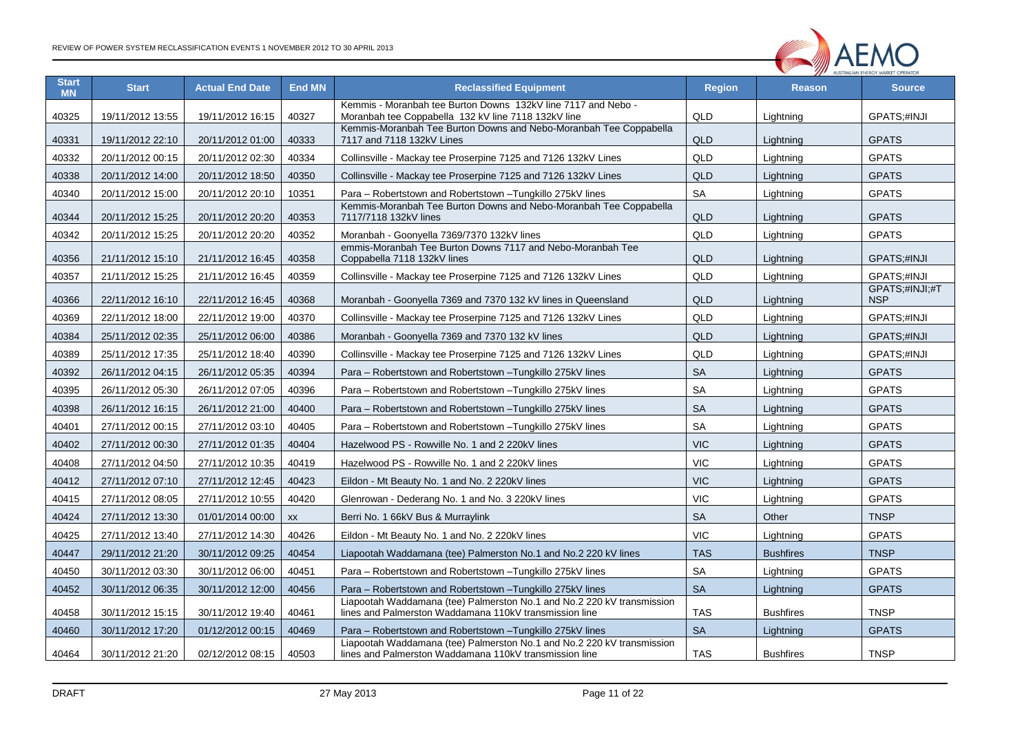| Start MN | Start | Actual End Date | End MN | Reclassified Equipment | Region | Reason | Source |
|---|---|---|---|---|---|---|---|
| 40325 | 19/11/2012 13:55 | 19/11/2012 16:15 | 40327 | Kemmis - Moranbah tee Burton Downs 132kV line 7117 and Nebo - Moranbah tee Coppabella 132 kV line 7118 132kV line | QLD | Lightning | GPATS;#INJI |
| 40331 | 19/11/2012 22:10 | 20/11/2012 01:00 | 40333 | Kemmis-Moranbah Tee Burton Downs and Nebo-Moranbah Tee Coppabella 7117 and 7118 132kV Lines | QLD | Lightning | GPATS |
| 40332 | 20/11/2012 00:15 | 20/11/2012 02:30 | 40334 | Collinsville - Mackay tee Proserpine 7125 and 7126 132kV Lines | QLD | Lightning | GPATS |
| 40338 | 20/11/2012 14:00 | 20/11/2012 18:50 | 40350 | Collinsville - Mackay tee Proserpine 7125 and 7126 132kV Lines | QLD | Lightning | GPATS |
| 40340 | 20/11/2012 15:00 | 20/11/2012 20:10 | 10351 | Para – Robertstown and Robertstown –Tungkillo 275kV lines | SA | Lightning | GPATS |
| 40344 | 20/11/2012 15:25 | 20/11/2012 20:20 | 40353 | Kemmis-Moranbah Tee Burton Downs and Nebo-Moranbah Tee Coppabella 7117/7118 132kV lines | QLD | Lightning | GPATS |
| 40342 | 20/11/2012 15:25 | 20/11/2012 20:20 | 40352 | Moranbah - Goonyella 7369/7370 132kV lines | QLD | Lightning | GPATS |
| 40356 | 21/11/2012 15:10 | 21/11/2012 16:45 | 40358 | emmis-Moranbah Tee Burton Downs 7117 and Nebo-Moranbah Tee Coppabella 7118 132kV lines | QLD | Lightning | GPATS;#INJI |
| 40357 | 21/11/2012 15:25 | 21/11/2012 16:45 | 40359 | Collinsville - Mackay tee Proserpine 7125 and 7126 132kV Lines | QLD | Lightning | GPATS;#INJI |
| 40366 | 22/11/2012 16:10 | 22/11/2012 16:45 | 40368 | Moranbah - Goonyella 7369 and 7370 132 kV lines in Queensland | QLD | Lightning | GPATS;#INJI;#TNSP |
| 40369 | 22/11/2012 18:00 | 22/11/2012 19:00 | 40370 | Collinsville - Mackay tee Proserpine 7125 and 7126 132kV Lines | QLD | Lightning | GPATS;#INJI |
| 40384 | 25/11/2012 02:35 | 25/11/2012 06:00 | 40386 | Moranbah - Goonyella 7369 and 7370 132 kV lines | QLD | Lightning | GPATS;#INJI |
| 40389 | 25/11/2012 17:35 | 25/11/2012 18:40 | 40390 | Collinsville - Mackay tee Proserpine 7125 and 7126 132kV Lines | QLD | Lightning | GPATS;#INJI |
| 40392 | 26/11/2012 04:15 | 26/11/2012 05:35 | 40394 | Para – Robertstown and Robertstown –Tungkillo 275kV lines | SA | Lightning | GPATS |
| 40395 | 26/11/2012 05:30 | 26/11/2012 07:05 | 40396 | Para – Robertstown and Robertstown –Tungkillo 275kV lines | SA | Lightning | GPATS |
| 40398 | 26/11/2012 16:15 | 26/11/2012 21:00 | 40400 | Para – Robertstown and Robertstown –Tungkillo 275kV lines | SA | Lightning | GPATS |
| 40401 | 27/11/2012 00:15 | 27/11/2012 03:10 | 40405 | Para – Robertstown and Robertstown –Tungkillo 275kV lines | SA | Lightning | GPATS |
| 40402 | 27/11/2012 00:30 | 27/11/2012 01:35 | 40404 | Hazelwood PS - Rowville No. 1 and 2 220kV lines | VIC | Lightning | GPATS |
| 40408 | 27/11/2012 04:50 | 27/11/2012 10:35 | 40419 | Hazelwood PS - Rowville No. 1 and 2 220kV lines | VIC | Lightning | GPATS |
| 40412 | 27/11/2012 07:10 | 27/11/2012 12:45 | 40423 | Eildon - Mt Beauty No. 1 and No. 2 220kV lines | VIC | Lightning | GPATS |
| 40415 | 27/11/2012 08:05 | 27/11/2012 10:55 | 40420 | Glenrowan - Dederang No. 1 and No. 3 220kV lines | VIC | Lightning | GPATS |
| 40424 | 27/11/2012 13:30 | 01/01/2014 00:00 | xx | Berri No. 1 66kV Bus & Murraylink | SA | Other | TNSP |
| 40425 | 27/11/2012 13:40 | 27/11/2012 14:30 | 40426 | Eildon - Mt Beauty No. 1 and No. 2 220kV lines | VIC | Lightning | GPATS |
| 40447 | 29/11/2012 21:20 | 30/11/2012 09:25 | 40454 | Liapootah Waddamana (tee) Palmerston No.1 and No.2 220 kV lines | TAS | Bushfires | TNSP |
| 40450 | 30/11/2012 03:30 | 30/11/2012 06:00 | 40451 | Para – Robertstown and Robertstown –Tungkillo 275kV lines | SA | Lightning | GPATS |
| 40452 | 30/11/2012 06:35 | 30/11/2012 12:00 | 40456 | Para – Robertstown and Robertstown –Tungkillo 275kV lines | SA | Lightning | GPATS |
| 40458 | 30/11/2012 15:15 | 30/11/2012 19:40 | 40461 | Liapootah Waddamana (tee) Palmerston No.1 and No.2 220 kV transmission lines and Palmerston Waddamana 110kV transmission line | TAS | Bushfires | TNSP |
| 40460 | 30/11/2012 17:20 | 01/12/2012 00:15 | 40469 | Para – Robertstown and Robertstown –Tungkillo 275kV lines | SA | Lightning | GPATS |
| 40464 | 30/11/2012 21:20 | 02/12/2012 08:15 | 40503 | Liapootah Waddamana (tee) Palmerston No.1 and No.2 220 kV transmission lines and Palmerston Waddamana 110kV transmission line | TAS | Bushfires | TNSP |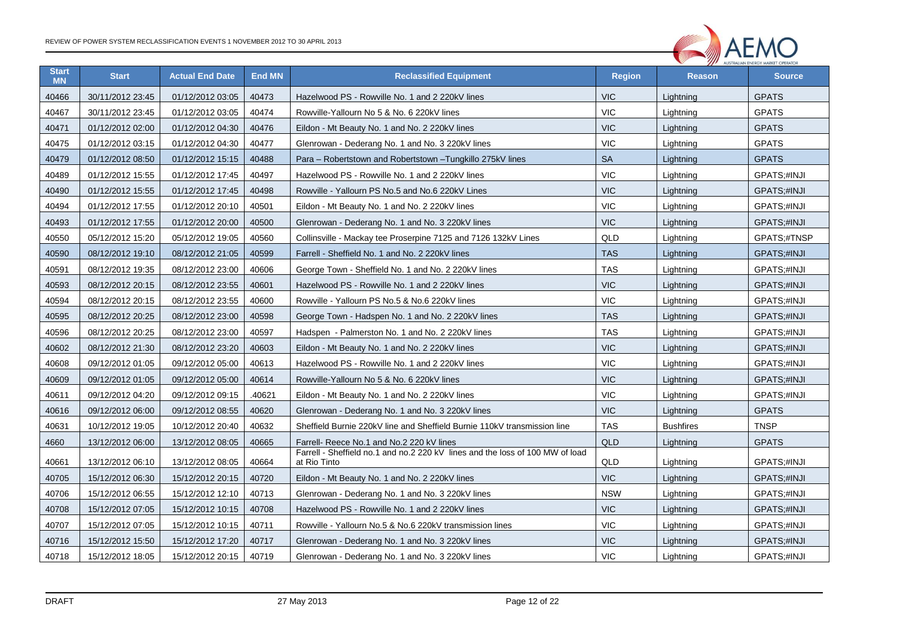| Start MN | Start | Actual End Date | End MN | Reclassified Equipment | Region | Reason | Source |
|---|---|---|---|---|---|---|---|
| 40466 | 30/11/2012 23:45 | 01/12/2012 03:05 | 40473 | Hazelwood PS - Rowville No. 1 and 2 220kV lines | VIC | Lightning | GPATS |
| 40467 | 30/11/2012 23:45 | 01/12/2012 03:05 | 40474 | Rowville-Yallourn No 5 & No. 6 220kV lines | VIC | Lightning | GPATS |
| 40471 | 01/12/2012 02:00 | 01/12/2012 04:30 | 40476 | Eildon - Mt Beauty No. 1 and No. 2 220kV lines | VIC | Lightning | GPATS |
| 40475 | 01/12/2012 03:15 | 01/12/2012 04:30 | 40477 | Glenrowan - Dederang No. 1 and No. 3 220kV lines | VIC | Lightning | GPATS |
| 40479 | 01/12/2012 08:50 | 01/12/2012 15:15 | 40488 | Para – Robertstown and Robertstown –Tungkillo 275kV lines | SA | Lightning | GPATS |
| 40489 | 01/12/2012 15:55 | 01/12/2012 17:45 | 40497 | Hazelwood PS - Rowville No. 1 and 2 220kV lines | VIC | Lightning | GPATS;#INJI |
| 40490 | 01/12/2012 15:55 | 01/12/2012 17:45 | 40498 | Rowville - Yallourn PS No.5 and No.6 220kV Lines | VIC | Lightning | GPATS;#INJI |
| 40494 | 01/12/2012 17:55 | 01/12/2012 20:10 | 40501 | Eildon - Mt Beauty No. 1 and No. 2 220kV lines | VIC | Lightning | GPATS;#INJI |
| 40493 | 01/12/2012 17:55 | 01/12/2012 20:00 | 40500 | Glenrowan - Dederang No. 1 and No. 3 220kV lines | VIC | Lightning | GPATS;#INJI |
| 40550 | 05/12/2012 15:20 | 05/12/2012 19:05 | 40560 | Collinsville - Mackay tee Proserpine 7125 and 7126 132kV Lines | QLD | Lightning | GPATS;#TNSP |
| 40590 | 08/12/2012 19:10 | 08/12/2012 21:05 | 40599 | Farrell - Sheffield No. 1 and No. 2 220kV lines | TAS | Lightning | GPATS;#INJI |
| 40591 | 08/12/2012 19:35 | 08/12/2012 23:00 | 40606 | George Town - Sheffield No. 1 and No. 2 220kV lines | TAS | Lightning | GPATS;#INJI |
| 40593 | 08/12/2012 20:15 | 08/12/2012 23:55 | 40601 | Hazelwood PS - Rowville No. 1 and 2 220kV lines | VIC | Lightning | GPATS;#INJI |
| 40594 | 08/12/2012 20:15 | 08/12/2012 23:55 | 40600 | Rowville - Yallourn PS No.5 & No.6 220kV lines | VIC | Lightning | GPATS;#INJI |
| 40595 | 08/12/2012 20:25 | 08/12/2012 23:00 | 40598 | George Town - Hadspen No. 1 and No. 2 220kV lines | TAS | Lightning | GPATS;#INJI |
| 40596 | 08/12/2012 20:25 | 08/12/2012 23:00 | 40597 | Hadspen - Palmerston No. 1 and No. 2 220kV lines | TAS | Lightning | GPATS;#INJI |
| 40602 | 08/12/2012 21:30 | 08/12/2012 23:20 | 40603 | Eildon - Mt Beauty No. 1 and No. 2 220kV lines | VIC | Lightning | GPATS;#INJI |
| 40608 | 09/12/2012 01:05 | 09/12/2012 05:00 | 40613 | Hazelwood PS - Rowville No. 1 and 2 220kV lines | VIC | Lightning | GPATS;#INJI |
| 40609 | 09/12/2012 01:05 | 09/12/2012 05:00 | 40614 | Rowville-Yallourn No 5 & No. 6 220kV lines | VIC | Lightning | GPATS;#INJI |
| 40611 | 09/12/2012 04:20 | 09/12/2012 09:15 | .40621 | Eildon - Mt Beauty No. 1 and No. 2 220kV lines | VIC | Lightning | GPATS;#INJI |
| 40616 | 09/12/2012 06:00 | 09/12/2012 08:55 | 40620 | Glenrowan - Dederang No. 1 and No. 3 220kV lines | VIC | Lightning | GPATS |
| 40631 | 10/12/2012 19:05 | 10/12/2012 20:40 | 40632 | Sheffield Burnie 220kV line and Sheffield Burnie 110kV transmission line | TAS | Bushfires | TNSP |
| 4660 | 13/12/2012 06:00 | 13/12/2012 08:05 | 40665 | Farrell- Reece No.1 and No.2 220 kV lines | QLD | Lightning | GPATS |
| 40661 | 13/12/2012 06:10 | 13/12/2012 08:05 | 40664 | Farrell - Sheffield no.1 and no.2 220 kV lines and the loss of 100 MW of load at Rio Tinto | QLD | Lightning | GPATS;#INJI |
| 40705 | 15/12/2012 06:30 | 15/12/2012 20:15 | 40720 | Eildon - Mt Beauty No. 1 and No. 2 220kV lines | VIC | Lightning | GPATS;#INJI |
| 40706 | 15/12/2012 06:55 | 15/12/2012 12:10 | 40713 | Glenrowan - Dederang No. 1 and No. 3 220kV lines | NSW | Lightning | GPATS;#INJI |
| 40708 | 15/12/2012 07:05 | 15/12/2012 10:15 | 40708 | Hazelwood PS - Rowville No. 1 and 2 220kV lines | VIC | Lightning | GPATS;#INJI |
| 40707 | 15/12/2012 07:05 | 15/12/2012 10:15 | 40711 | Rowville - Yallourn No.5 & No.6 220kV transmission lines | VIC | Lightning | GPATS;#INJI |
| 40716 | 15/12/2012 15:50 | 15/12/2012 17:20 | 40717 | Glenrowan - Dederang No. 1 and No. 3 220kV lines | VIC | Lightning | GPATS;#INJI |
| 40718 | 15/12/2012 18:05 | 15/12/2012 20:15 | 40719 | Glenrowan - Dederang No. 1 and No. 3 220kV lines | VIC | Lightning | GPATS;#INJI |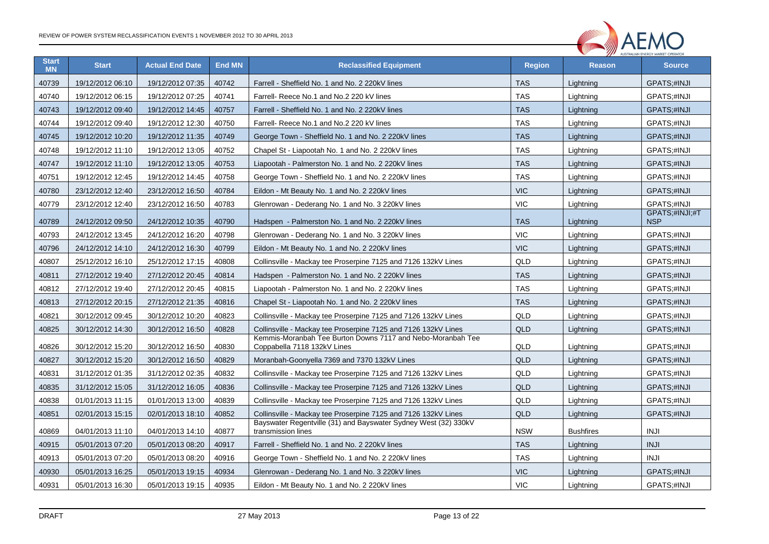| Start MN | Start | Actual End Date | End MN | Reclassified Equipment | Region | Reason | Source |
|---|---|---|---|---|---|---|---|
| 40739 | 19/12/2012 06:10 | 19/12/2012 07:35 | 40742 | Farrell - Sheffield No. 1 and No. 2 220kV lines | TAS | Lightning | GPATS;#INJI |
| 40740 | 19/12/2012 06:15 | 19/12/2012 07:25 | 40741 | Farrell- Reece No.1 and No.2 220 kV lines | TAS | Lightning | GPATS;#INJI |
| 40743 | 19/12/2012 09:40 | 19/12/2012 14:45 | 40757 | Farrell - Sheffield No. 1 and No. 2 220kV lines | TAS | Lightning | GPATS;#INJI |
| 40744 | 19/12/2012 09:40 | 19/12/2012 12:30 | 40750 | Farrell- Reece No.1 and No.2 220 kV lines | TAS | Lightning | GPATS;#INJI |
| 40745 | 19/12/2012 10:20 | 19/12/2012 11:35 | 40749 | George Town - Sheffield No. 1 and No. 2 220kV lines | TAS | Lightning | GPATS;#INJI |
| 40748 | 19/12/2012 11:10 | 19/12/2012 13:05 | 40752 | Chapel St - Liapootah No. 1 and No. 2 220kV lines | TAS | Lightning | GPATS;#INJI |
| 40747 | 19/12/2012 11:10 | 19/12/2012 13:05 | 40753 | Liapootah - Palmerston No. 1 and No. 2 220kV lines | TAS | Lightning | GPATS;#INJI |
| 40751 | 19/12/2012 12:45 | 19/12/2012 14:45 | 40758 | George Town - Sheffield No. 1 and No. 2 220kV lines | TAS | Lightning | GPATS;#INJI |
| 40780 | 23/12/2012 12:40 | 23/12/2012 16:50 | 40784 | Eildon - Mt Beauty No. 1 and No. 2 220kV lines | VIC | Lightning | GPATS;#INJI |
| 40779 | 23/12/2012 12:40 | 23/12/2012 16:50 | 40783 | Glenrowan - Dederang No. 1 and No. 3 220kV lines | VIC | Lightning | GPATS;#INJI |
| 40789 | 24/12/2012 09:50 | 24/12/2012 10:35 | 40790 | Hadspen - Palmerston No. 1 and No. 2 220kV lines | TAS | Lightning | GPATS;#INJI;#TNSP |
| 40793 | 24/12/2012 13:45 | 24/12/2012 16:20 | 40798 | Glenrowan - Dederang No. 1 and No. 3 220kV lines | VIC | Lightning | GPATS;#INJI |
| 40796 | 24/12/2012 14:10 | 24/12/2012 16:30 | 40799 | Eildon - Mt Beauty No. 1 and No. 2 220kV lines | VIC | Lightning | GPATS;#INJI |
| 40807 | 25/12/2012 16:10 | 25/12/2012 17:15 | 40808 | Collinsville - Mackay tee Proserpine 7125 and 7126 132kV Lines | QLD | Lightning | GPATS;#INJI |
| 40811 | 27/12/2012 19:40 | 27/12/2012 20:45 | 40814 | Hadspen - Palmerston No. 1 and No. 2 220kV lines | TAS | Lightning | GPATS;#INJI |
| 40812 | 27/12/2012 19:40 | 27/12/2012 20:45 | 40815 | Liapootah - Palmerston No. 1 and No. 2 220kV lines | TAS | Lightning | GPATS;#INJI |
| 40813 | 27/12/2012 20:15 | 27/12/2012 21:35 | 40816 | Chapel St - Liapootah No. 1 and No. 2 220kV lines | TAS | Lightning | GPATS;#INJI |
| 40821 | 30/12/2012 09:45 | 30/12/2012 10:20 | 40823 | Collinsville - Mackay tee Proserpine 7125 and 7126 132kV Lines | QLD | Lightning | GPATS;#INJI |
| 40825 | 30/12/2012 14:30 | 30/12/2012 16:50 | 40828 | Collinsville - Mackay tee Proserpine 7125 and 7126 132kV Lines | QLD | Lightning | GPATS;#INJI |
| 40826 | 30/12/2012 15:20 | 30/12/2012 16:50 | 40830 | Kemmis-Moranbah Tee Burton Downs 7117 and Nebo-Moranbah Tee Coppabella 7118 132kV Lines | QLD | Lightning | GPATS;#INJI |
| 40827 | 30/12/2012 15:20 | 30/12/2012 16:50 | 40829 | Moranbah-Goonyella 7369 and 7370 132kV Lines | QLD | Lightning | GPATS;#INJI |
| 40831 | 31/12/2012 01:35 | 31/12/2012 02:35 | 40832 | Collinsville - Mackay tee Proserpine 7125 and 7126 132kV Lines | QLD | Lightning | GPATS;#INJI |
| 40835 | 31/12/2012 15:05 | 31/12/2012 16:05 | 40836 | Collinsville - Mackay tee Proserpine 7125 and 7126 132kV Lines | QLD | Lightning | GPATS;#INJI |
| 40838 | 01/01/2013 11:15 | 01/01/2013 13:00 | 40839 | Collinsville - Mackay tee Proserpine 7125 and 7126 132kV Lines | QLD | Lightning | GPATS;#INJI |
| 40851 | 02/01/2013 15:15 | 02/01/2013 18:10 | 40852 | Collinsville - Mackay tee Proserpine 7125 and 7126 132kV Lines | QLD | Lightning | GPATS;#INJI |
| 40869 | 04/01/2013 11:10 | 04/01/2013 14:10 | 40877 | Bayswater Regentville (31) and Bayswater Sydney West (32) 330kV transmission lines | NSW | Bushfires | INJI |
| 40915 | 05/01/2013 07:20 | 05/01/2013 08:20 | 40917 | Farrell - Sheffield No. 1 and No. 2 220kV lines | TAS | Lightning | INJI |
| 40913 | 05/01/2013 07:20 | 05/01/2013 08:20 | 40916 | George Town - Sheffield No. 1 and No. 2 220kV lines | TAS | Lightning | INJI |
| 40930 | 05/01/2013 16:25 | 05/01/2013 19:15 | 40934 | Glenrowan - Dederang No. 1 and No. 3 220kV lines | VIC | Lightning | GPATS;#INJI |
| 40931 | 05/01/2013 16:30 | 05/01/2013 19:15 | 40935 | Eildon - Mt Beauty No. 1 and No. 2 220kV lines | VIC | Lightning | GPATS;#INJI |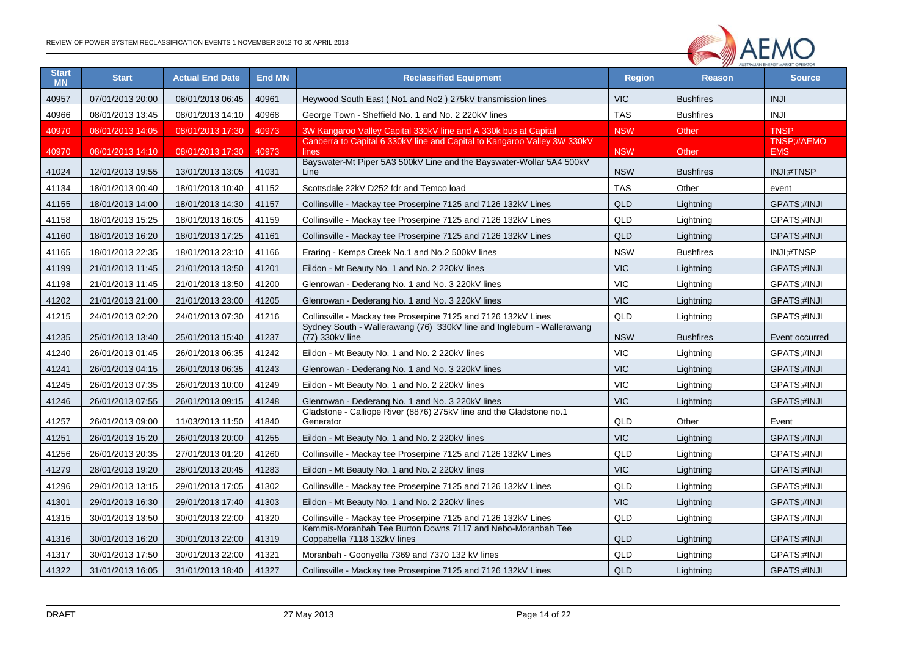| Start MN | Start | Actual End Date | End MN | Reclassified Equipment | Region | Reason | Source |
|---|---|---|---|---|---|---|---|
| 40957 | 07/01/2013 20:00 | 08/01/2013 06:45 | 40961 | Heywood South East ( No1 and No2 ) 275kV transmission lines | VIC | Bushfires | INJI |
| 40966 | 08/01/2013 13:45 | 08/01/2013 14:10 | 40968 | George Town - Sheffield No. 1 and No. 2 220kV lines | TAS | Bushfires | INJI |
| 40970 | 08/01/2013 14:05 | 08/01/2013 17:30 | 40973 | 3W Kangaroo Valley Capital 330kV line and A 330k bus at Capital | NSW | Other | TNSP |
| 40970 | 08/01/2013 14:10 | 08/01/2013 17:30 | 40973 | Canberra to Capital 6 330kV line and Capital to Kangaroo Valley 3W 330kV lines | NSW | Other | TNSP;#AEMO EMS |
| 41024 | 12/01/2013 19:55 | 13/01/2013 13:05 | 41031 | Bayswater-Mt Piper 5A3 500kV Line and the Bayswater-Wollar 5A4 500kV Line | NSW | Bushfires | INJI;#TNSP |
| 41134 | 18/01/2013 00:40 | 18/01/2013 10:40 | 41152 | Scottsdale 22kV D252 fdr and Temco load | TAS | Other | event |
| 41155 | 18/01/2013 14:00 | 18/01/2013 14:30 | 41157 | Collinsville - Mackay tee Proserpine 7125 and 7126 132kV Lines | QLD | Lightning | GPATS;#INJI |
| 41158 | 18/01/2013 15:25 | 18/01/2013 16:05 | 41159 | Collinsville - Mackay tee Proserpine 7125 and 7126 132kV Lines | QLD | Lightning | GPATS;#INJI |
| 41160 | 18/01/2013 16:20 | 18/01/2013 17:25 | 41161 | Collinsville - Mackay tee Proserpine 7125 and 7126 132kV Lines | QLD | Lightning | GPATS;#INJI |
| 41165 | 18/01/2013 22:35 | 18/01/2013 23:10 | 41166 | Eraring - Kemps Creek No.1 and No.2 500kV lines | NSW | Bushfires | INJI;#TNSP |
| 41199 | 21/01/2013 11:45 | 21/01/2013 13:50 | 41201 | Eildon - Mt Beauty No. 1 and No. 2 220kV lines | VIC | Lightning | GPATS;#INJI |
| 41198 | 21/01/2013 11:45 | 21/01/2013 13:50 | 41200 | Glenrowan - Dederang No. 1 and No. 3 220kV lines | VIC | Lightning | GPATS;#INJI |
| 41202 | 21/01/2013 21:00 | 21/01/2013 23:00 | 41205 | Glenrowan - Dederang No. 1 and No. 3 220kV lines | VIC | Lightning | GPATS;#INJI |
| 41215 | 24/01/2013 02:20 | 24/01/2013 07:30 | 41216 | Collinsville - Mackay tee Proserpine 7125 and 7126 132kV Lines | QLD | Lightning | GPATS;#INJI |
| 41235 | 25/01/2013 13:40 | 25/01/2013 15:40 | 41237 | Sydney South - Wallerawang (76) 330kV line and Ingleburn - Wallerawang (77) 330kV line | NSW | Bushfires | Event occurred |
| 41240 | 26/01/2013 01:45 | 26/01/2013 06:35 | 41242 | Eildon - Mt Beauty No. 1 and No. 2 220kV lines | VIC | Lightning | GPATS;#INJI |
| 41241 | 26/01/2013 04:15 | 26/01/2013 06:35 | 41243 | Glenrowan - Dederang No. 1 and No. 3 220kV lines | VIC | Lightning | GPATS;#INJI |
| 41245 | 26/01/2013 07:35 | 26/01/2013 10:00 | 41249 | Eildon - Mt Beauty No. 1 and No. 2 220kV lines | VIC | Lightning | GPATS;#INJI |
| 41246 | 26/01/2013 07:55 | 26/01/2013 09:15 | 41248 | Glenrowan - Dederang No. 1 and No. 3 220kV lines | VIC | Lightning | GPATS;#INJI |
| 41257 | 26/01/2013 09:00 | 11/03/2013 11:50 | 41840 | Gladstone - Calliope River (8876) 275kV line and the Gladstone no.1 Generator | QLD | Other | Event |
| 41251 | 26/01/2013 15:20 | 26/01/2013 20:00 | 41255 | Eildon - Mt Beauty No. 1 and No. 2 220kV lines | VIC | Lightning | GPATS;#INJI |
| 41256 | 26/01/2013 20:35 | 27/01/2013 01:20 | 41260 | Collinsville - Mackay tee Proserpine 7125 and 7126 132kV Lines | QLD | Lightning | GPATS;#INJI |
| 41279 | 28/01/2013 19:20 | 28/01/2013 20:45 | 41283 | Eildon - Mt Beauty No. 1 and No. 2 220kV lines | VIC | Lightning | GPATS;#INJI |
| 41296 | 29/01/2013 13:15 | 29/01/2013 17:05 | 41302 | Collinsville - Mackay tee Proserpine 7125 and 7126 132kV Lines | QLD | Lightning | GPATS;#INJI |
| 41301 | 29/01/2013 16:30 | 29/01/2013 17:40 | 41303 | Eildon - Mt Beauty No. 1 and No. 2 220kV lines | VIC | Lightning | GPATS;#INJI |
| 41315 | 30/01/2013 13:50 | 30/01/2013 22:00 | 41320 | Collinsville - Mackay tee Proserpine 7125 and 7126 132kV Lines | QLD | Lightning | GPATS;#INJI |
| 41316 | 30/01/2013 16:20 | 30/01/2013 22:00 | 41319 | Kemmis-Moranbah Tee Burton Downs 7117 and Nebo-Moranbah Tee Coppabella 7118 132kV lines | QLD | Lightning | GPATS;#INJI |
| 41317 | 30/01/2013 17:50 | 30/01/2013 22:00 | 41321 | Moranbah - Goonyella 7369 and 7370 132 kV lines | QLD | Lightning | GPATS;#INJI |
| 41322 | 31/01/2013 16:05 | 31/01/2013 18:40 | 41327 | Collinsville - Mackay tee Proserpine 7125 and 7126 132kV Lines | QLD | Lightning | GPATS;#INJI |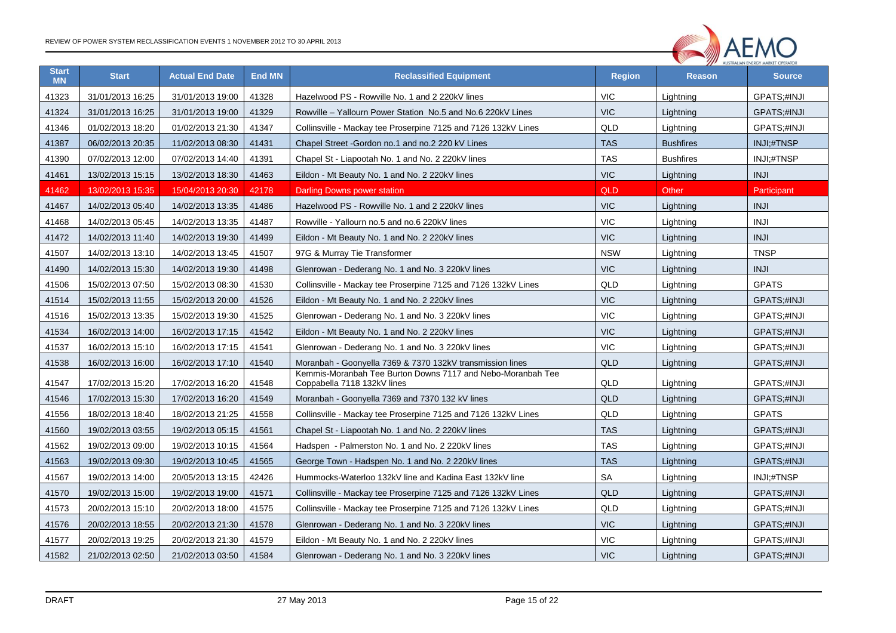| Start MN | Start | Actual End Date | End MN | Reclassified Equipment | Region | Reason | Source |
|---|---|---|---|---|---|---|---|
| 41323 | 31/01/2013 16:25 | 31/01/2013 19:00 | 41328 | Hazelwood PS - Rowville No. 1 and 2 220kV lines | VIC | Lightning | GPATS;#INJI |
| 41324 | 31/01/2013 16:25 | 31/01/2013 19:00 | 41329 | Rowville – Yallourn Power Station No.5 and No.6 220kV Lines | VIC | Lightning | GPATS;#INJI |
| 41346 | 01/02/2013 18:20 | 01/02/2013 21:30 | 41347 | Collinsville - Mackay tee Proserpine 7125 and 7126 132kV Lines | QLD | Lightning | GPATS;#INJI |
| 41387 | 06/02/2013 20:35 | 11/02/2013 08:30 | 41431 | Chapel Street -Gordon no.1 and no.2 220 kV Lines | TAS | Bushfires | INJI;#TNSP |
| 41390 | 07/02/2013 12:00 | 07/02/2013 14:40 | 41391 | Chapel St - Liapootah No. 1 and No. 2 220kV lines | TAS | Bushfires | INJI;#TNSP |
| 41461 | 13/02/2013 15:15 | 13/02/2013 18:30 | 41463 | Eildon - Mt Beauty No. 1 and No. 2 220kV lines | VIC | Lightning | INJI |
| 41462 | 13/02/2013 15:35 | 15/04/2013 20:30 | 42178 | Darling Downs power station | QLD | Other | Participant |
| 41467 | 14/02/2013 05:40 | 14/02/2013 13:35 | 41486 | Hazelwood PS - Rowville No. 1 and 2 220kV lines | VIC | Lightning | INJI |
| 41468 | 14/02/2013 05:45 | 14/02/2013 13:35 | 41487 | Rowville - Yallourn no.5 and no.6 220kV lines | VIC | Lightning | INJI |
| 41472 | 14/02/2013 11:40 | 14/02/2013 19:30 | 41499 | Eildon - Mt Beauty No. 1 and No. 2 220kV lines | VIC | Lightning | INJI |
| 41507 | 14/02/2013 13:10 | 14/02/2013 13:45 | 41507 | 97G & Murray Tie Transformer | NSW | Lightning | TNSP |
| 41490 | 14/02/2013 15:30 | 14/02/2013 19:30 | 41498 | Glenrowan - Dederang No. 1 and No. 3 220kV lines | VIC | Lightning | INJI |
| 41506 | 15/02/2013 07:50 | 15/02/2013 08:30 | 41530 | Collinsville - Mackay tee Proserpine 7125 and 7126 132kV Lines | QLD | Lightning | GPATS |
| 41514 | 15/02/2013 11:55 | 15/02/2013 20:00 | 41526 | Eildon - Mt Beauty No. 1 and No. 2 220kV lines | VIC | Lightning | GPATS;#INJI |
| 41516 | 15/02/2013 13:35 | 15/02/2013 19:30 | 41525 | Glenrowan - Dederang No. 1 and No. 3 220kV lines | VIC | Lightning | GPATS;#INJI |
| 41534 | 16/02/2013 14:00 | 16/02/2013 17:15 | 41542 | Eildon - Mt Beauty No. 1 and No. 2 220kV lines | VIC | Lightning | GPATS;#INJI |
| 41537 | 16/02/2013 15:10 | 16/02/2013 17:15 | 41541 | Glenrowan - Dederang No. 1 and No. 3 220kV lines | VIC | Lightning | GPATS;#INJI |
| 41538 | 16/02/2013 16:00 | 16/02/2013 17:10 | 41540 | Moranbah - Goonyella 7369 & 7370 132kV transmission lines | QLD | Lightning | GPATS;#INJI |
| 41547 | 17/02/2013 15:20 | 17/02/2013 16:20 | 41548 | Kemmis-Moranbah Tee Burton Downs 7117 and Nebo-Moranbah Tee Coppabella 7118 132kV lines | QLD | Lightning | GPATS;#INJI |
| 41546 | 17/02/2013 15:30 | 17/02/2013 16:20 | 41549 | Moranbah - Goonyella 7369 and 7370 132 kV lines | QLD | Lightning | GPATS;#INJI |
| 41556 | 18/02/2013 18:40 | 18/02/2013 21:25 | 41558 | Collinsville - Mackay tee Proserpine 7125 and 7126 132kV Lines | QLD | Lightning | GPATS |
| 41560 | 19/02/2013 03:55 | 19/02/2013 05:15 | 41561 | Chapel St - Liapootah No. 1 and No. 2 220kV lines | TAS | Lightning | GPATS;#INJI |
| 41562 | 19/02/2013 09:00 | 19/02/2013 10:15 | 41564 | Hadspen - Palmerston No. 1 and No. 2 220kV lines | TAS | Lightning | GPATS;#INJI |
| 41563 | 19/02/2013 09:30 | 19/02/2013 10:45 | 41565 | George Town - Hadspen No. 1 and No. 2 220kV lines | TAS | Lightning | GPATS;#INJI |
| 41567 | 19/02/2013 14:00 | 20/05/2013 13:15 | 42426 | Hummocks-Waterloo 132kV line and Kadina East 132kV line | SA | Lightning | INJI;#TNSP |
| 41570 | 19/02/2013 15:00 | 19/02/2013 19:00 | 41571 | Collinsville - Mackay tee Proserpine 7125 and 7126 132kV Lines | QLD | Lightning | GPATS;#INJI |
| 41573 | 20/02/2013 15:10 | 20/02/2013 18:00 | 41575 | Collinsville - Mackay tee Proserpine 7125 and 7126 132kV Lines | QLD | Lightning | GPATS;#INJI |
| 41576 | 20/02/2013 18:55 | 20/02/2013 21:30 | 41578 | Glenrowan - Dederang No. 1 and No. 3 220kV lines | VIC | Lightning | GPATS;#INJI |
| 41577 | 20/02/2013 19:25 | 20/02/2013 21:30 | 41579 | Eildon - Mt Beauty No. 1 and No. 2 220kV lines | VIC | Lightning | GPATS;#INJI |
| 41582 | 21/02/2013 02:50 | 21/02/2013 03:50 | 41584 | Glenrowan - Dederang No. 1 and No. 3 220kV lines | VIC | Lightning | GPATS;#INJI |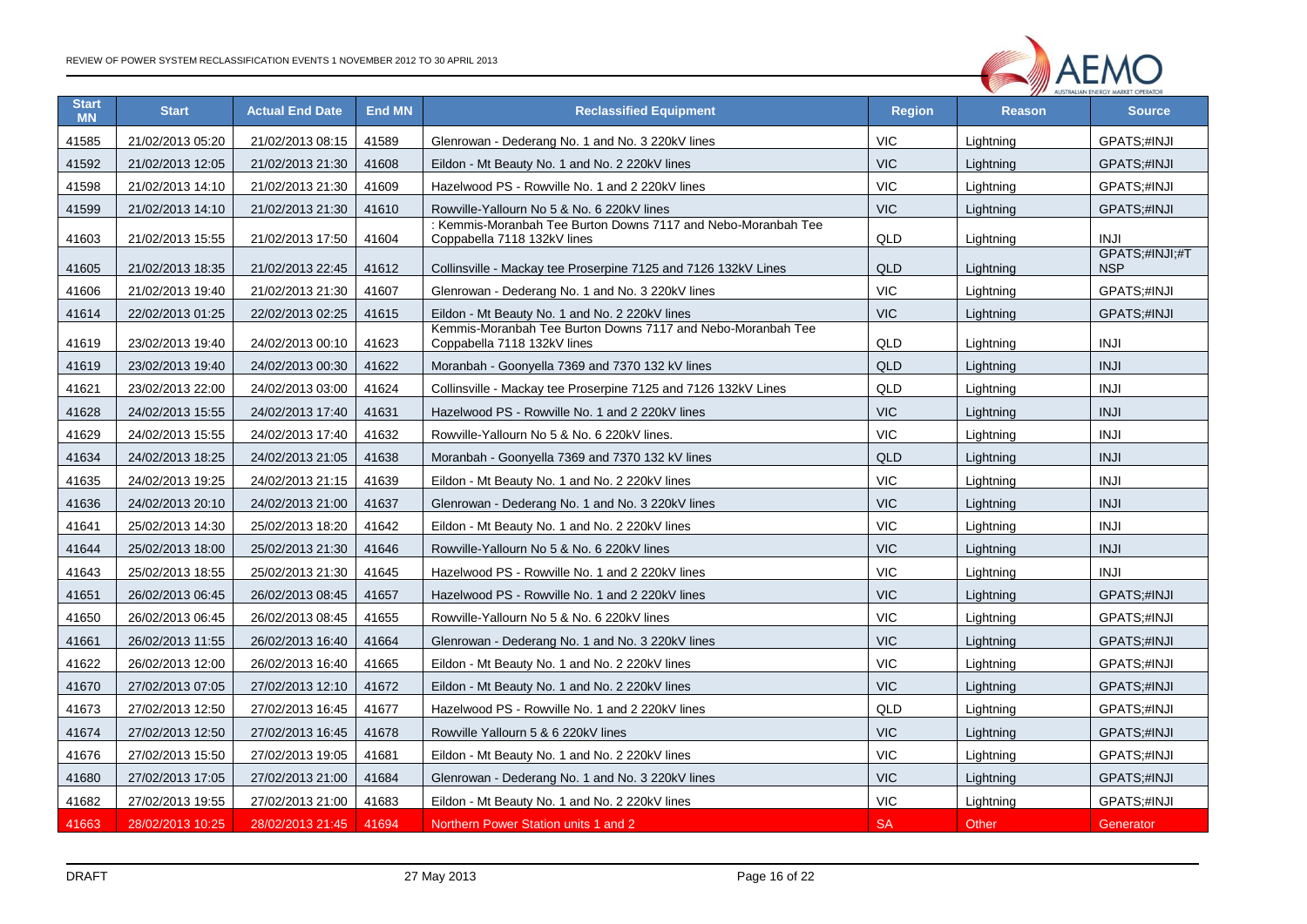| Start MN | Start | Actual End Date | End MN | Reclassified Equipment | Region | Reason | Source |
|---|---|---|---|---|---|---|---|
| 41585 | 21/02/2013 05:20 | 21/02/2013 08:15 | 41589 | Glenrowan - Dederang No. 1 and No. 3 220kV lines | VIC | Lightning | GPATS;#INJI |
| 41592 | 21/02/2013 12:05 | 21/02/2013 21:30 | 41608 | Eildon - Mt Beauty No. 1 and No. 2 220kV lines | VIC | Lightning | GPATS;#INJI |
| 41598 | 21/02/2013 14:10 | 21/02/2013 21:30 | 41609 | Hazelwood PS - Rowville No. 1 and 2 220kV lines | VIC | Lightning | GPATS;#INJI |
| 41599 | 21/02/2013 14:10 | 21/02/2013 21:30 | 41610 | Rowville-Yallourn No 5 & No. 6 220kV lines | VIC | Lightning | GPATS;#INJI |
| 41603 | 21/02/2013 15:55 | 21/02/2013 17:50 | 41604 | : Kemmis-Moranbah Tee Burton Downs 7117 and Nebo-Moranbah Tee Coppabella 7118 132kV lines | QLD | Lightning | INJI |
| 41605 | 21/02/2013 18:35 | 21/02/2013 22:45 | 41612 | Collinsville - Mackay tee Proserpine 7125 and 7126 132kV Lines | QLD | Lightning | GPATS;#INJI;#TNSP |
| 41606 | 21/02/2013 19:40 | 21/02/2013 21:30 | 41607 | Glenrowan - Dederang No. 1 and No. 3 220kV lines | VIC | Lightning | GPATS;#INJI |
| 41614 | 22/02/2013 01:25 | 22/02/2013 02:25 | 41615 | Eildon - Mt Beauty No. 1 and No. 2 220kV lines | VIC | Lightning | GPATS;#INJI |
| 41619 | 23/02/2013 19:40 | 24/02/2013 00:10 | 41623 | Kemmis-Moranbah Tee Burton Downs 7117 and Nebo-Moranbah Tee Coppabella 7118 132kV lines | QLD | Lightning | INJI |
| 41619 | 23/02/2013 19:40 | 24/02/2013 00:30 | 41622 | Moranbah - Goonyella 7369 and 7370 132 kV lines | QLD | Lightning | INJI |
| 41621 | 23/02/2013 22:00 | 24/02/2013 03:00 | 41624 | Collinsville - Mackay tee Proserpine 7125 and 7126 132kV Lines | QLD | Lightning | INJI |
| 41628 | 24/02/2013 15:55 | 24/02/2013 17:40 | 41631 | Hazelwood PS - Rowville No. 1 and 2 220kV lines | VIC | Lightning | INJI |
| 41629 | 24/02/2013 15:55 | 24/02/2013 17:40 | 41632 | Rowville-Yallourn No 5 & No. 6 220kV lines. | VIC | Lightning | INJI |
| 41634 | 24/02/2013 18:25 | 24/02/2013 21:05 | 41638 | Moranbah - Goonyella 7369 and 7370 132 kV lines | QLD | Lightning | INJI |
| 41635 | 24/02/2013 19:25 | 24/02/2013 21:15 | 41639 | Eildon - Mt Beauty No. 1 and No. 2 220kV lines | VIC | Lightning | INJI |
| 41636 | 24/02/2013 20:10 | 24/02/2013 21:00 | 41637 | Glenrowan - Dederang No. 1 and No. 3 220kV lines | VIC | Lightning | INJI |
| 41641 | 25/02/2013 14:30 | 25/02/2013 18:20 | 41642 | Eildon - Mt Beauty No. 1 and No. 2 220kV lines | VIC | Lightning | INJI |
| 41644 | 25/02/2013 18:00 | 25/02/2013 21:30 | 41646 | Rowville-Yallourn No 5 & No. 6 220kV lines | VIC | Lightning | INJI |
| 41643 | 25/02/2013 18:55 | 25/02/2013 21:30 | 41645 | Hazelwood PS - Rowville No. 1 and 2 220kV lines | VIC | Lightning | INJI |
| 41651 | 26/02/2013 06:45 | 26/02/2013 08:45 | 41657 | Hazelwood PS - Rowville No. 1 and 2 220kV lines | VIC | Lightning | GPATS;#INJI |
| 41650 | 26/02/2013 06:45 | 26/02/2013 08:45 | 41655 | Rowville-Yallourn No 5 & No. 6 220kV lines | VIC | Lightning | GPATS;#INJI |
| 41661 | 26/02/2013 11:55 | 26/02/2013 16:40 | 41664 | Glenrowan - Dederang No. 1 and No. 3 220kV lines | VIC | Lightning | GPATS;#INJI |
| 41622 | 26/02/2013 12:00 | 26/02/2013 16:40 | 41665 | Eildon - Mt Beauty No. 1 and No. 2 220kV lines | VIC | Lightning | GPATS;#INJI |
| 41670 | 27/02/2013 07:05 | 27/02/2013 12:10 | 41672 | Eildon - Mt Beauty No. 1 and No. 2 220kV lines | VIC | Lightning | GPATS;#INJI |
| 41673 | 27/02/2013 12:50 | 27/02/2013 16:45 | 41677 | Hazelwood PS - Rowville No. 1 and 2 220kV lines | QLD | Lightning | GPATS;#INJI |
| 41674 | 27/02/2013 12:50 | 27/02/2013 16:45 | 41678 | Rowville Yallourn 5 & 6 220kV lines | VIC | Lightning | GPATS;#INJI |
| 41676 | 27/02/2013 15:50 | 27/02/2013 19:05 | 41681 | Eildon - Mt Beauty No. 1 and No. 2 220kV lines | VIC | Lightning | GPATS;#INJI |
| 41680 | 27/02/2013 17:05 | 27/02/2013 21:00 | 41684 | Glenrowan - Dederang No. 1 and No. 3 220kV lines | VIC | Lightning | GPATS;#INJI |
| 41682 | 27/02/2013 19:55 | 27/02/2013 21:00 | 41683 | Eildon - Mt Beauty No. 1 and No. 2 220kV lines | VIC | Lightning | GPATS;#INJI |
| 41663 | 28/02/2013 10:25 | 28/02/2013 21:45 | 41694 | Northern Power Station units 1 and 2 | SA | Other | Generator |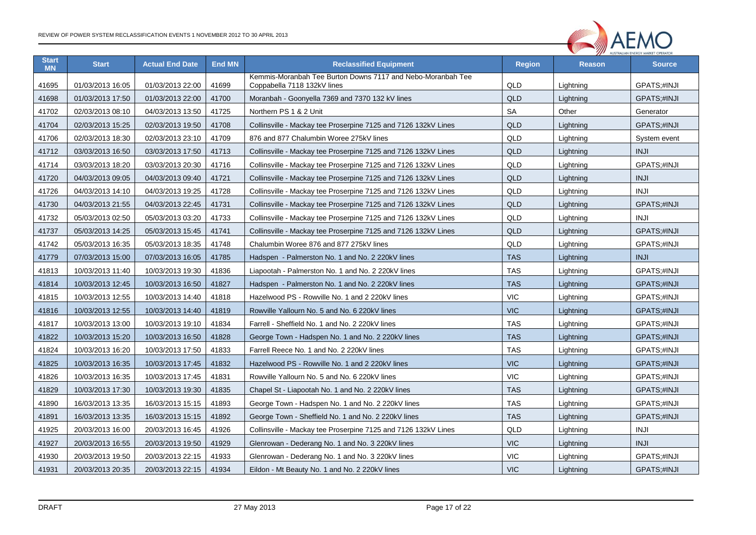| Start MN | Start | Actual End Date | End MN | Reclassified Equipment | Region | Reason | Source |
|---|---|---|---|---|---|---|---|
| 41695 | 01/03/2013 16:05 | 01/03/2013 22:00 | 41699 | Kemmis-Moranbah Tee Burton Downs 7117 and Nebo-Moranbah Tee Coppabella 7118 132kV lines | QLD | Lightning | GPATS;#INJI |
| 41698 | 01/03/2013 17:50 | 01/03/2013 22:00 | 41700 | Moranbah - Goonyella 7369 and 7370 132 kV lines | QLD | Lightning | GPATS;#INJI |
| 41702 | 02/03/2013 08:10 | 04/03/2013 13:50 | 41725 | Northern PS 1 & 2 Unit | SA | Other | Generator |
| 41704 | 02/03/2013 15:25 | 02/03/2013 19:50 | 41708 | Collinsville - Mackay tee Proserpine 7125 and 7126 132kV Lines | QLD | Lightning | GPATS;#INJI |
| 41706 | 02/03/2013 18:30 | 02/03/2013 23:10 | 41709 | 876 and 877 Chalumbin Woree 275kV lines | QLD | Lightning | System event |
| 41712 | 03/03/2013 16:50 | 03/03/2013 17:50 | 41713 | Collinsville - Mackay tee Proserpine 7125 and 7126 132kV Lines | QLD | Lightning | INJI |
| 41714 | 03/03/2013 18:20 | 03/03/2013 20:30 | 41716 | Collinsville - Mackay tee Proserpine 7125 and 7126 132kV Lines | QLD | Lightning | GPATS;#INJI |
| 41720 | 04/03/2013 09:05 | 04/03/2013 09:40 | 41721 | Collinsville - Mackay tee Proserpine 7125 and 7126 132kV Lines | QLD | Lightning | INJI |
| 41726 | 04/03/2013 14:10 | 04/03/2013 19:25 | 41728 | Collinsville - Mackay tee Proserpine 7125 and 7126 132kV Lines | QLD | Lightning | INJI |
| 41730 | 04/03/2013 21:55 | 04/03/2013 22:45 | 41731 | Collinsville - Mackay tee Proserpine 7125 and 7126 132kV Lines | QLD | Lightning | GPATS;#INJI |
| 41732 | 05/03/2013 02:50 | 05/03/2013 03:20 | 41733 | Collinsville - Mackay tee Proserpine 7125 and 7126 132kV Lines | QLD | Lightning | INJI |
| 41737 | 05/03/2013 14:25 | 05/03/2013 15:45 | 41741 | Collinsville - Mackay tee Proserpine 7125 and 7126 132kV Lines | QLD | Lightning | GPATS;#INJI |
| 41742 | 05/03/2013 16:35 | 05/03/2013 18:35 | 41748 | Chalumbin Woree 876 and 877 275kV lines | QLD | Lightning | GPATS;#INJI |
| 41779 | 07/03/2013 15:00 | 07/03/2013 16:05 | 41785 | Hadspen - Palmerston No. 1 and No. 2 220kV lines | TAS | Lightning | INJI |
| 41813 | 10/03/2013 11:40 | 10/03/2013 19:30 | 41836 | Liapootah - Palmerston No. 1 and No. 2 220kV lines | TAS | Lightning | GPATS;#INJI |
| 41814 | 10/03/2013 12:45 | 10/03/2013 16:50 | 41827 | Hadspen - Palmerston No. 1 and No. 2 220kV lines | TAS | Lightning | GPATS;#INJI |
| 41815 | 10/03/2013 12:55 | 10/03/2013 14:40 | 41818 | Hazelwood PS - Rowville No. 1 and 2 220kV lines | VIC | Lightning | GPATS;#INJI |
| 41816 | 10/03/2013 12:55 | 10/03/2013 14:40 | 41819 | Rowville Yallourn No. 5 and No. 6 220kV lines | VIC | Lightning | GPATS;#INJI |
| 41817 | 10/03/2013 13:00 | 10/03/2013 19:10 | 41834 | Farrell - Sheffield No. 1 and No. 2 220kV lines | TAS | Lightning | GPATS;#INJI |
| 41822 | 10/03/2013 15:20 | 10/03/2013 16:50 | 41828 | George Town - Hadspen No. 1 and No. 2 220kV lines | TAS | Lightning | GPATS;#INJI |
| 41824 | 10/03/2013 16:20 | 10/03/2013 17:50 | 41833 | Farrell Reece No. 1 and No. 2 220kV lines | TAS | Lightning | GPATS;#INJI |
| 41825 | 10/03/2013 16:35 | 10/03/2013 17:45 | 41832 | Hazelwood PS - Rowville No. 1 and 2 220kV lines | VIC | Lightning | GPATS;#INJI |
| 41826 | 10/03/2013 16:35 | 10/03/2013 17:45 | 41831 | Rowville Yallourn No. 5 and No. 6 220kV lines | VIC | Lightning | GPATS;#INJI |
| 41829 | 10/03/2013 17:30 | 10/03/2013 19:30 | 41835 | Chapel St - Liapootah No. 1 and No. 2 220kV lines | TAS | Lightning | GPATS;#INJI |
| 41890 | 16/03/2013 13:35 | 16/03/2013 15:15 | 41893 | George Town - Hadspen No. 1 and No. 2 220kV lines | TAS | Lightning | GPATS;#INJI |
| 41891 | 16/03/2013 13:35 | 16/03/2013 15:15 | 41892 | George Town - Sheffield No. 1 and No. 2 220kV lines | TAS | Lightning | GPATS;#INJI |
| 41925 | 20/03/2013 16:00 | 20/03/2013 16:45 | 41926 | Collinsville - Mackay tee Proserpine 7125 and 7126 132kV Lines | QLD | Lightning | INJI |
| 41927 | 20/03/2013 16:55 | 20/03/2013 19:50 | 41929 | Glenrowan - Dederang No. 1 and No. 3 220kV lines | VIC | Lightning | INJI |
| 41930 | 20/03/2013 19:50 | 20/03/2013 22:15 | 41933 | Glenrowan - Dederang No. 1 and No. 3 220kV lines | VIC | Lightning | GPATS;#INJI |
| 41931 | 20/03/2013 20:35 | 20/03/2013 22:15 | 41934 | Eildon - Mt Beauty No. 1 and No. 2 220kV lines | VIC | Lightning | GPATS;#INJI |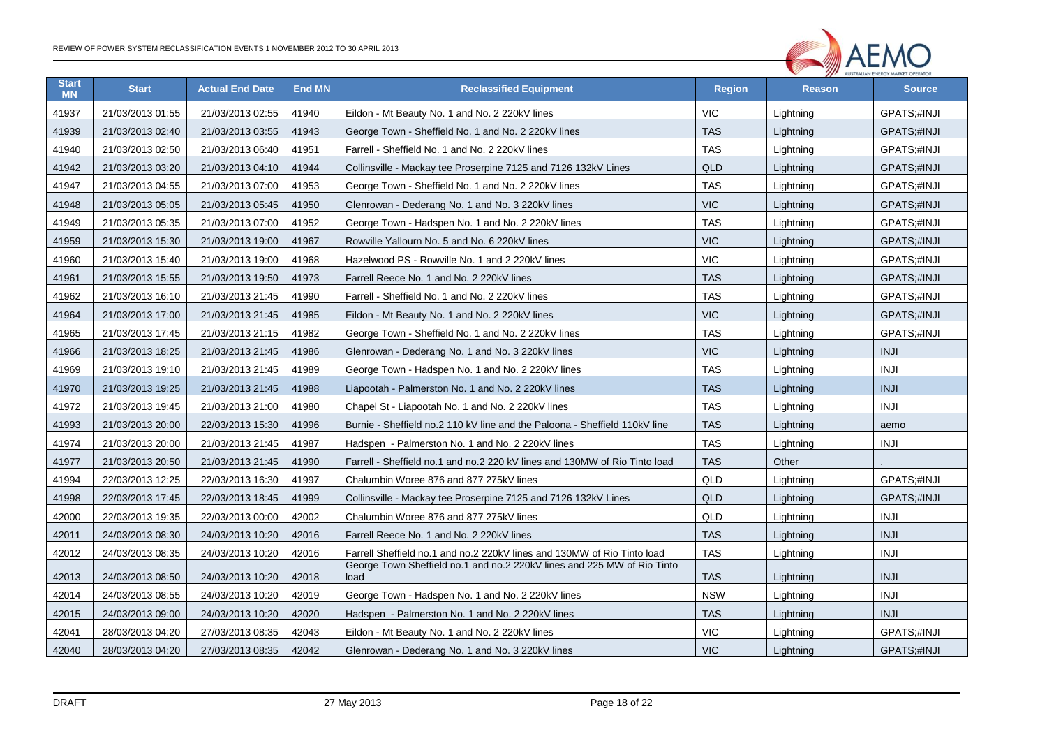| Start MN | Start | Actual End Date | End MN | Reclassified Equipment | Region | Reason | Source |
|---|---|---|---|---|---|---|---|
| 41937 | 21/03/2013 01:55 | 21/03/2013 02:55 | 41940 | Eildon - Mt Beauty No. 1 and No. 2 220kV lines | VIC | Lightning | GPATS;#INJI |
| 41939 | 21/03/2013 02:40 | 21/03/2013 03:55 | 41943 | George Town - Sheffield No. 1 and No. 2 220kV lines | TAS | Lightning | GPATS;#INJI |
| 41940 | 21/03/2013 02:50 | 21/03/2013 06:40 | 41951 | Farrell - Sheffield No. 1 and No. 2 220kV lines | TAS | Lightning | GPATS;#INJI |
| 41942 | 21/03/2013 03:20 | 21/03/2013 04:10 | 41944 | Collinsville - Mackay tee Proserpine 7125 and 7126 132kV Lines | QLD | Lightning | GPATS;#INJI |
| 41947 | 21/03/2013 04:55 | 21/03/2013 07:00 | 41953 | George Town - Sheffield No. 1 and No. 2 220kV lines | TAS | Lightning | GPATS;#INJI |
| 41948 | 21/03/2013 05:05 | 21/03/2013 05:45 | 41950 | Glenrowan - Dederang No. 1 and No. 3 220kV lines | VIC | Lightning | GPATS;#INJI |
| 41949 | 21/03/2013 05:35 | 21/03/2013 07:00 | 41952 | George Town - Hadspen No. 1 and No. 2 220kV lines | TAS | Lightning | GPATS;#INJI |
| 41959 | 21/03/2013 15:30 | 21/03/2013 19:00 | 41967 | Rowville Yallourn No. 5 and No. 6 220kV lines | VIC | Lightning | GPATS;#INJI |
| 41960 | 21/03/2013 15:40 | 21/03/2013 19:00 | 41968 | Hazelwood PS - Rowville No. 1 and 2 220kV lines | VIC | Lightning | GPATS;#INJI |
| 41961 | 21/03/2013 15:55 | 21/03/2013 19:50 | 41973 | Farrell Reece No. 1 and No. 2 220kV lines | TAS | Lightning | GPATS;#INJI |
| 41962 | 21/03/2013 16:10 | 21/03/2013 21:45 | 41990 | Farrell - Sheffield No. 1 and No. 2 220kV lines | TAS | Lightning | GPATS;#INJI |
| 41964 | 21/03/2013 17:00 | 21/03/2013 21:45 | 41985 | Eildon - Mt Beauty No. 1 and No. 2 220kV lines | VIC | Lightning | GPATS;#INJI |
| 41965 | 21/03/2013 17:45 | 21/03/2013 21:15 | 41982 | George Town - Sheffield No. 1 and No. 2 220kV lines | TAS | Lightning | GPATS;#INJI |
| 41966 | 21/03/2013 18:25 | 21/03/2013 21:45 | 41986 | Glenrowan - Dederang No. 1 and No. 3 220kV lines | VIC | Lightning | INJI |
| 41969 | 21/03/2013 19:10 | 21/03/2013 21:45 | 41989 | George Town - Hadspen No. 1 and No. 2 220kV lines | TAS | Lightning | INJI |
| 41970 | 21/03/2013 19:25 | 21/03/2013 21:45 | 41988 | Liapootah - Palmerston No. 1 and No. 2 220kV lines | TAS | Lightning | INJI |
| 41972 | 21/03/2013 19:45 | 21/03/2013 21:00 | 41980 | Chapel St - Liapootah No. 1 and No. 2 220kV lines | TAS | Lightning | INJI |
| 41993 | 21/03/2013 20:00 | 22/03/2013 15:30 | 41996 | Burnie - Sheffield no.2 110 kV line and the Paloona - Sheffield 110kV line | TAS | Lightning | aemo |
| 41974 | 21/03/2013 20:00 | 21/03/2013 21:45 | 41987 | Hadspen - Palmerston No. 1 and No. 2 220kV lines | TAS | Lightning | INJI |
| 41977 | 21/03/2013 20:50 | 21/03/2013 21:45 | 41990 | Farrell - Sheffield no.1 and no.2 220 kV lines and 130MW of Rio Tinto load | TAS | Other | . |
| 41994 | 22/03/2013 12:25 | 22/03/2013 16:30 | 41997 | Chalumbin Woree 876 and 877 275kV lines | QLD | Lightning | GPATS;#INJI |
| 41998 | 22/03/2013 17:45 | 22/03/2013 18:45 | 41999 | Collinsville - Mackay tee Proserpine 7125 and 7126 132kV Lines | QLD | Lightning | GPATS;#INJI |
| 42000 | 22/03/2013 19:35 | 22/03/2013 00:00 | 42002 | Chalumbin Woree 876 and 877 275kV lines | QLD | Lightning | INJI |
| 42011 | 24/03/2013 08:30 | 24/03/2013 10:20 | 42016 | Farrell Reece No. 1 and No. 2 220kV lines | TAS | Lightning | INJI |
| 42012 | 24/03/2013 08:35 | 24/03/2013 10:20 | 42016 | Farrell Sheffield no.1 and no.2 220kV lines and 130MW of Rio Tinto load | TAS | Lightning | INJI |
| 42013 | 24/03/2013 08:50 | 24/03/2013 10:20 | 42018 | George Town Sheffield no.1 and no.2 220kV lines and 225 MW of Rio Tinto load | TAS | Lightning | INJI |
| 42014 | 24/03/2013 08:55 | 24/03/2013 10:20 | 42019 | George Town - Hadspen No. 1 and No. 2 220kV lines | NSW | Lightning | INJI |
| 42015 | 24/03/2013 09:00 | 24/03/2013 10:20 | 42020 | Hadspen - Palmerston No. 1 and No. 2 220kV lines | TAS | Lightning | INJI |
| 42041 | 28/03/2013 04:20 | 27/03/2013 08:35 | 42043 | Eildon - Mt Beauty No. 1 and No. 2 220kV lines | VIC | Lightning | GPATS;#INJI |
| 42040 | 28/03/2013 04:20 | 27/03/2013 08:35 | 42042 | Glenrowan - Dederang No. 1 and No. 3 220kV lines | VIC | Lightning | GPATS;#INJI |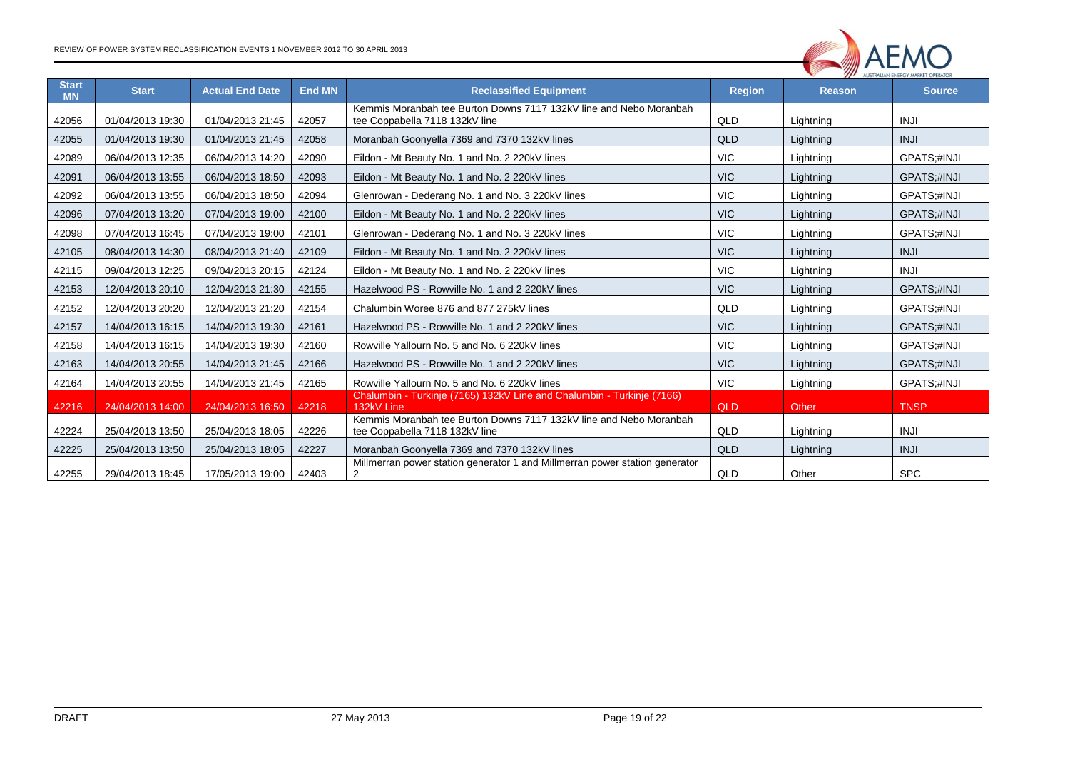| Start MN | Start | Actual End Date | End MN | Reclassified Equipment | Region | Reason | Source |
|---|---|---|---|---|---|---|---|
| 42056 | 01/04/2013 19:30 | 01/04/2013 21:45 | 42057 | Kemmis Moranbah tee Burton Downs 7117 132kV line and Nebo Moranbah tee Coppabella 7118 132kV line | QLD | Lightning | INJI |
| 42055 | 01/04/2013 19:30 | 01/04/2013 21:45 | 42058 | Moranbah Goonyella 7369 and 7370 132kV lines | QLD | Lightning | INJI |
| 42089 | 06/04/2013 12:35 | 06/04/2013 14:20 | 42090 | Eildon - Mt Beauty No. 1 and No. 2 220kV lines | VIC | Lightning | GPATS;#INJI |
| 42091 | 06/04/2013 13:55 | 06/04/2013 18:50 | 42093 | Eildon - Mt Beauty No. 1 and No. 2 220kV lines | VIC | Lightning | GPATS;#INJI |
| 42092 | 06/04/2013 13:55 | 06/04/2013 18:50 | 42094 | Glenrowan - Dederang No. 1 and No. 3 220kV lines | VIC | Lightning | GPATS;#INJI |
| 42096 | 07/04/2013 13:20 | 07/04/2013 19:00 | 42100 | Eildon - Mt Beauty No. 1 and No. 2 220kV lines | VIC | Lightning | GPATS;#INJI |
| 42098 | 07/04/2013 16:45 | 07/04/2013 19:00 | 42101 | Glenrowan - Dederang No. 1 and No. 3 220kV lines | VIC | Lightning | GPATS;#INJI |
| 42105 | 08/04/2013 14:30 | 08/04/2013 21:40 | 42109 | Eildon - Mt Beauty No. 1 and No. 2 220kV lines | VIC | Lightning | INJI |
| 42115 | 09/04/2013 12:25 | 09/04/2013 20:15 | 42124 | Eildon - Mt Beauty No. 1 and No. 2 220kV lines | VIC | Lightning | INJI |
| 42153 | 12/04/2013 20:10 | 12/04/2013 21:30 | 42155 | Hazelwood PS - Rowville No. 1 and 2 220kV lines | VIC | Lightning | GPATS;#INJI |
| 42152 | 12/04/2013 20:20 | 12/04/2013 21:20 | 42154 | Chalumbin Woree 876 and 877 275kV lines | QLD | Lightning | GPATS;#INJI |
| 42157 | 14/04/2013 16:15 | 14/04/2013 19:30 | 42161 | Hazelwood PS - Rowville No. 1 and 2 220kV lines | VIC | Lightning | GPATS;#INJI |
| 42158 | 14/04/2013 16:15 | 14/04/2013 19:30 | 42160 | Rowville Yallourn No. 5 and No. 6 220kV lines | VIC | Lightning | GPATS;#INJI |
| 42163 | 14/04/2013 20:55 | 14/04/2013 21:45 | 42166 | Hazelwood PS - Rowville No. 1 and 2 220kV lines | VIC | Lightning | GPATS;#INJI |
| 42164 | 14/04/2013 20:55 | 14/04/2013 21:45 | 42165 | Rowville Yallourn No. 5 and No. 6 220kV lines | VIC | Lightning | GPATS;#INJI |
| 42216 | 24/04/2013 14:00 | 24/04/2013 16:50 | 42218 | Chalumbin - Turkinje (7165) 132kV Line and Chalumbin - Turkinje (7166) 132kV Line | QLD | Other | TNSP |
| 42224 | 25/04/2013 13:50 | 25/04/2013 18:05 | 42226 | Kemmis Moranbah tee Burton Downs 7117 132kV line and Nebo Moranbah tee Coppabella 7118 132kV line | QLD | Lightning | INJI |
| 42225 | 25/04/2013 13:50 | 25/04/2013 18:05 | 42227 | Moranbah Goonyella 7369 and 7370 132kV lines | QLD | Lightning | INJI |
| 42255 | 29/04/2013 18:45 | 17/05/2013 19:00 | 42403 | Millmerran power station generator 1 and Millmerran power station generator 2 | QLD | Other | SPC |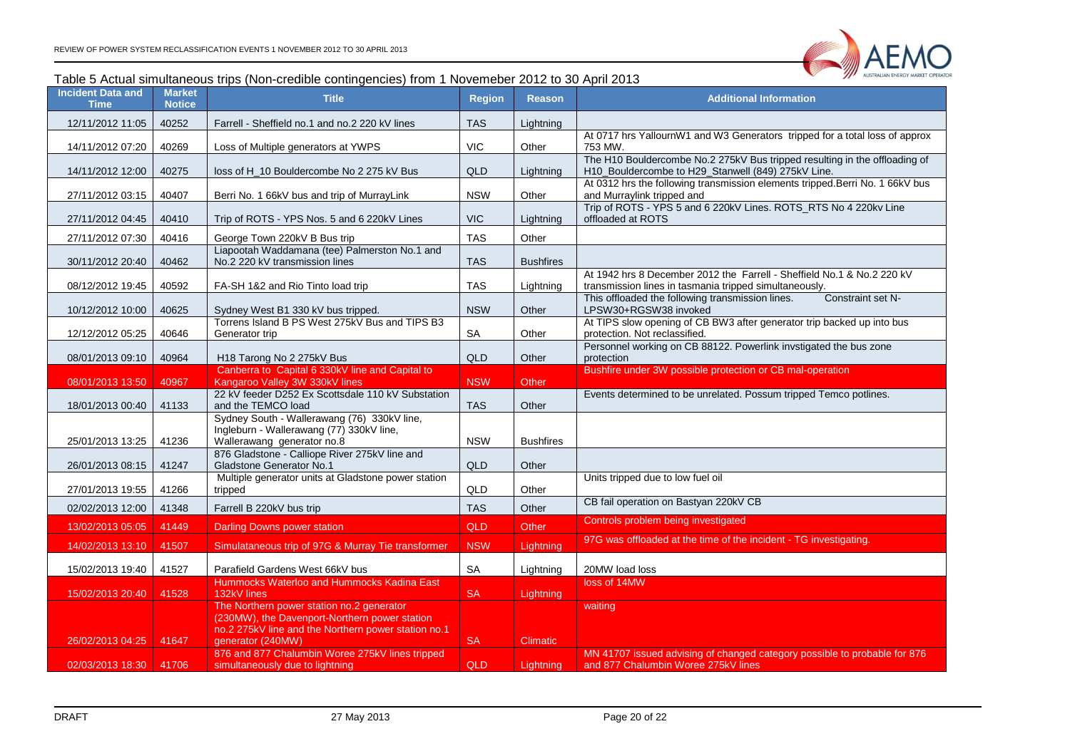Table 5 Actual simultaneous trips (Non-credible contingencies) from 1 Novemeber 2012 to 30 April 2013

| Incident Data and Time | Market Notice | Title | Region | Reason | Additional Information |
|---|---|---|---|---|---|
| 12/11/2012 11:05 | 40252 | Farrell - Sheffield no.1 and no.2 220 kV lines | TAS | Lightning | |
| 14/11/2012 07:20 | 40269 | Loss of Multiple generators at YWPS | VIC | Other | At 0717 hrs YallournW1 and W3 Generators tripped for a total loss of approx 753 MW. |
| 14/11/2012 12:00 | 40275 | loss of H_10 Bouldercombe No 2 275 kV Bus | QLD | Lightning | The H10 Bouldercombe No.2 275kV Bus tripped resulting in the offloading of H10_Bouldercombe to H29_Stanwell (849) 275kV Line. |
| 27/11/2012 03:15 | 40407 | Berri No. 1 66kV bus and trip of MurrayLink | NSW | Other | At 0312 hrs the following transmission elements tripped.Berri No. 1 66kV bus and Murraylink tripped and |
| 27/11/2012 04:45 | 40410 | Trip of ROTS - YPS Nos. 5 and 6 220kV Lines | VIC | Lightning | Trip of ROTS - YPS 5 and 6 220kV Lines. ROTS_RTS No 4 220kv Line offloaded at ROTS |
| 27/11/2012 07:30 | 40416 | George Town 220kV B Bus trip | TAS | Other | |
| 30/11/2012 20:40 | 40462 | Liapootah Waddamana (tee) Palmerston No.1 and No.2 220 kV transmission lines | TAS | Bushfires | |
| 08/12/2012 19:45 | 40592 | FA-SH 1&2 and Rio Tinto load trip | TAS | Lightning | At 1942 hrs 8 December 2012 the Farrell - Sheffield No.1 & No.2 220 kV transmission lines in tasmania tripped simultaneously. |
| 10/12/2012 10:00 | 40625 | Sydney West B1 330 kV bus tripped. | NSW | Other | This offloaded the following transmission lines. Constraint set N-LPSW30+RGSW38 invoked |
| 12/12/2012 05:25 | 40646 | Torrens Island B PS West 275kV Bus and TIPS B3 Generator trip | SA | Other | At TIPS slow opening of CB BW3 after generator trip backed up into bus protection. Not reclassified. |
| 08/01/2013 09:10 | 40964 | H18 Tarong No 2 275kV Bus | QLD | Other | Personnel working on CB 88122. Powerlink invstigated the bus zone protection |
| 08/01/2013 13:50 | 40967 | Canberra to Capital 6 330kV line and Capital to Kangaroo Valley 3W 330kV lines | NSW | Other | Bushfire under 3W possible protection or CB mal-operation |
| 18/01/2013 00:40 | 41133 | 22 kV feeder D252 Ex Scottsdale 110 kV Substation and the TEMCO load | TAS | Other | Events determined to be unrelated. Possum tripped Temco potlines. |
| 25/01/2013 13:25 | 41236 | Sydney South - Wallerawang (76) 330kV line, Ingleburn - Wallerawang (77) 330kV line, Wallerawang generator no.8 | NSW | Bushfires | |
| 26/01/2013 08:15 | 41247 | 876 Gladstone - Calliope River 275kV line and Gladstone Generator No.1 | QLD | Other | |
| 27/01/2013 19:55 | 41266 | Multiple generator units at Gladstone power station tripped | QLD | Other | Units tripped due to low fuel oil |
| 02/02/2013 12:00 | 41348 | Farrell B 220kV bus trip | TAS | Other | CB fail operation on Bastyan 220kV CB |
| 13/02/2013 05:05 | 41449 | Darling Downs power station | QLD | Other | Controls problem being investigated |
| 14/02/2013 13:10 | 41507 | Simulataneous trip of 97G & Murray Tie transformer | NSW | Lightning | 97G was offloaded at the time of the incident - TG investigating. |
| 15/02/2013 19:40 | 41527 | Parafield Gardens West 66kV bus | SA | Lightning | 20MW load loss |
| 15/02/2013 20:40 | 41528 | Hummocks Waterloo and Hummocks Kadina East 132kV lines | SA | Lightning | loss of 14MW |
| 26/02/2013 04:25 | 41647 | The Northern power station no.2 generator (230MW), the Davenport-Northern power station no.2 275kV line and the Northern power station no.1 generator (240MW) | SA | Climatic | waiting |
| 02/03/2013 18:30 | 41706 | 876 and 877 Chalumbin Woree 275kV lines tripped simultaneously due to lightning | QLD | Lightning | MN 41707 issued advising of changed category possible to probable for 876 and 877 Chalumbin Woree 275kV lines |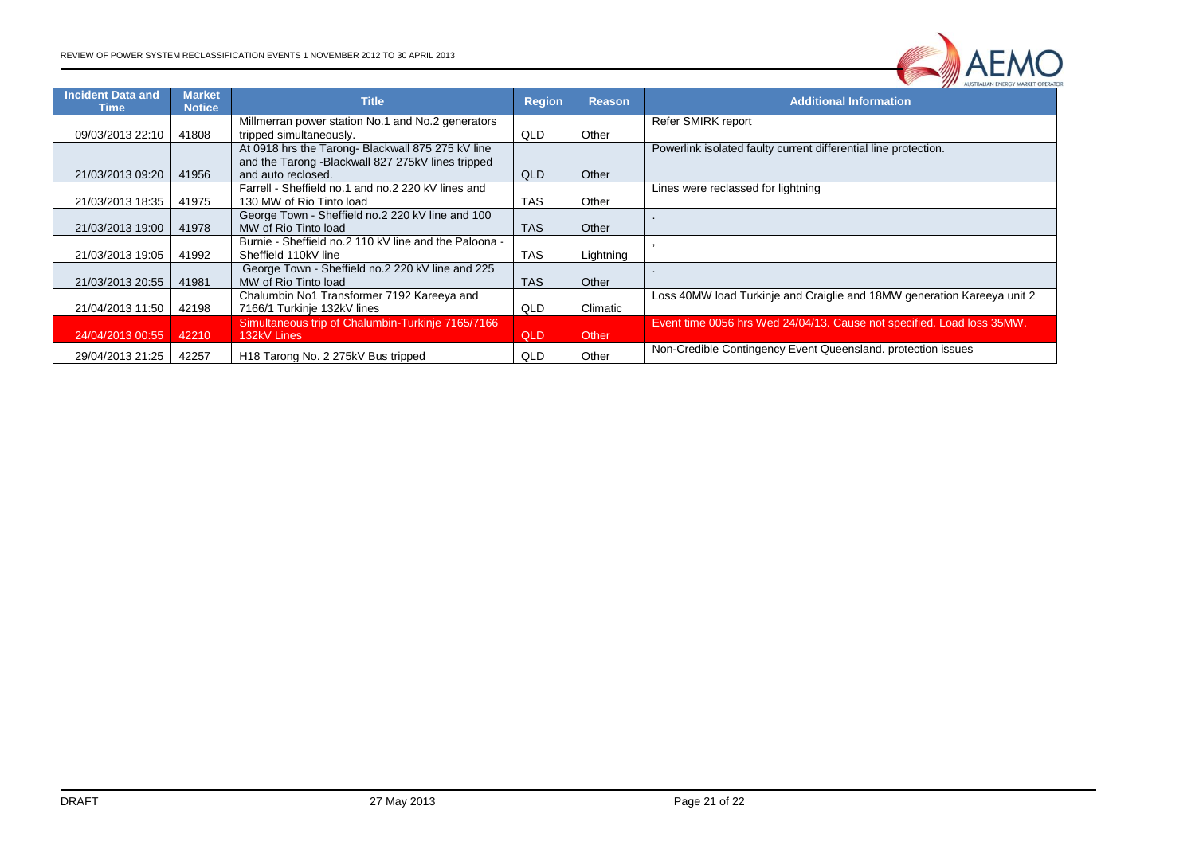| Incident Data and Time | Market Notice | Title | Region | Reason | Additional Information |
|---|---|---|---|---|---|
| 09/03/2013 22:10 | 41808 | Millmerran power station No.1 and No.2 generators tripped simultaneously. | QLD | Other | Refer SMIRK report |
| 21/03/2013 09:20 | 41956 | At 0918 hrs the Tarong- Blackwall 875 275 kV line and the Tarong -Blackwall 827 275kV lines tripped and auto reclosed. | QLD | Other | Powerlink isolated faulty current differential line protection. |
| 21/03/2013 18:35 | 41975 | Farrell - Sheffield no.1 and no.2 220 kV lines and 130 MW of Rio Tinto load | TAS | Other | Lines were reclassed for lightning |
| 21/03/2013 19:00 | 41978 | George Town - Sheffield no.2 220 kV line and 100 MW of Rio Tinto load | TAS | Other | . |
| 21/03/2013 19:05 | 41992 | Burnie - Sheffield no.2 110 kV line and the Paloona - Sheffield 110kV line | TAS | Lightning | , |
| 21/03/2013 20:55 | 41981 | George Town - Sheffield no.2 220 kV line and 225 MW of Rio Tinto load | TAS | Other | . |
| 21/04/2013 11:50 | 42198 | Chalumbin No1 Transformer 7192 Kareeya and 7166/1 Turkinje 132kV lines | QLD | Climatic | Loss 40MW load Turkinje and Craiglie and 18MW generation Kareeya unit 2 |
| 24/04/2013 00:55 | 42210 | Simultaneous trip of Chalumbin-Turkinje 7165/7166 132kV Lines | QLD | Other | Event time 0056 hrs Wed 24/04/13. Cause not specified. Load loss 35MW. |
| 29/04/2013 21:25 | 42257 | H18 Tarong No. 2 275kV Bus tripped | QLD | Other | Non-Credible Contingency Event Queensland. protection issues |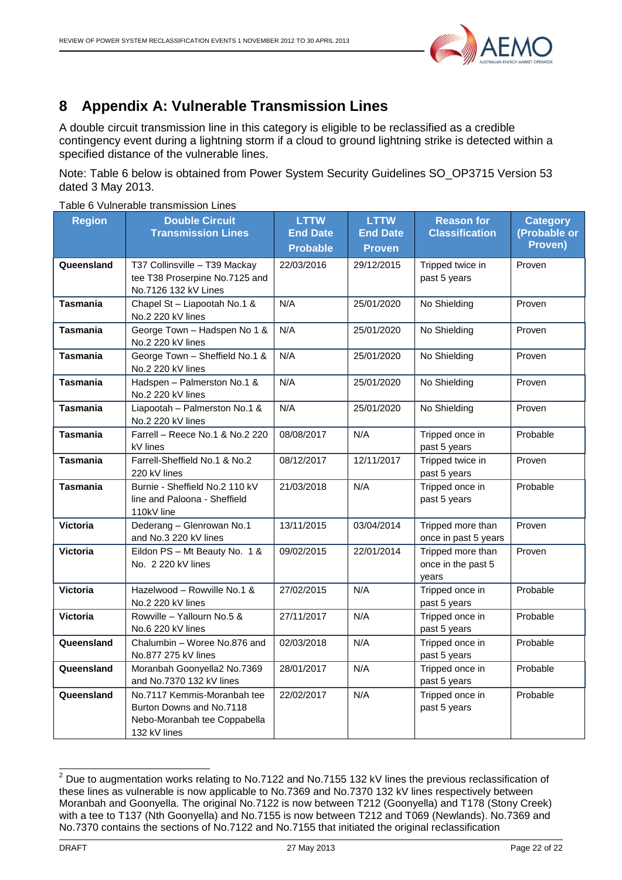# 8 Appendix A: Vulnerable Transmission Lines

A double circuit transmission line in this category is eligible to be reclassified as a credible contingency event during a lightning storm if a cloud to ground lightning strike is detected within a specified distance of the vulnerable lines.

Note: Table 6 below is obtained from Power System Security Guidelines SO_OP3715 Version 53 dated 3 May 2013.

Table 6 Vulnerable transmission Lines

| Region | Double Circuit Transmission Lines | LTTW End Date Probable | LTTW End Date Proven | Reason for Classification | Category (Probable or Proven) |
|---|---|---|---|---|---|
| **Queensland** | T37 Collinsville – T39 Mackay tee T38 Proserpine No.7125 and No.7126 132 kV Lines | 22/03/2016 | 29/12/2015 | Tripped twice in past 5 years | Proven |
| **Tasmania** | Chapel St – Liapootah No.1 & No.2 220 kV lines | N/A | 25/01/2020 | No Shielding | Proven |
| **Tasmania** | George Town – Hadspen No 1 & No.2 220 kV lines | N/A | 25/01/2020 | No Shielding | Proven |
| **Tasmania** | George Town – Sheffield No.1 & No.2 220 kV lines | N/A | 25/01/2020 | No Shielding | Proven |
| **Tasmania** | Hadspen – Palmerston No.1 & No.2 220 kV lines | N/A | 25/01/2020 | No Shielding | Proven |
| **Tasmania** | Liapootah – Palmerston No.1 & No.2 220 kV lines | N/A | 25/01/2020 | No Shielding | Proven |
| **Tasmania** | Farrell – Reece No.1 & No.2 220 kV lines | 08/08/2017 | N/A | Tripped once in past 5 years | Probable |
| **Tasmania** | Farrell-Sheffield No.1 & No.2 220 kV lines | 08/12/2017 | 12/11/2017 | Tripped twice in past 5 years | Proven |
| **Tasmania** | Burnie - Sheffield No.2 110 kV line and Paloona - Sheffield 110kV line | 21/03/2018 | N/A | Tripped once in past 5 years | Probable |
| **Victoria** | Dederang – Glenrowan No.1 and No.3 220 kV lines | 13/11/2015 | 03/04/2014 | Tripped more than once in past 5 years | Proven |
| **Victoria** | Eildon PS – Mt Beauty No. 1 & No. 2 220 kV lines | 09/02/2015 | 22/01/2014 | Tripped more than once in the past 5 years | Proven |
| **Victoria** | Hazelwood – Rowville No.1 & No.2 220 kV lines | 27/02/2015 | N/A | Tripped once in past 5 years | Probable |
| **Victoria** | Rowville – Yallourn No.5 & No.6 220 kV lines | 27/11/2017 | N/A | Tripped once in past 5 years | Probable |
| **Queensland** | Chalumbin – Woree No.876 and No.877 275 kV lines | 02/03/2018 | N/A | Tripped once in past 5 years | Probable |
| **Queensland** | Moranbah Goonyella2 No.7369 and No.7370 132 kV lines | 28/01/2017 | N/A | Tripped once in past 5 years | Probable |
| **Queensland** | No.7117 Kemmis-Moranbah tee Burton Downs and No.7118 Nebo-Moranbah tee Coppabella 132 kV lines | 22/02/2017 | N/A | Tripped once in past 5 years | Probable |

[2] Due to augmentation works relating to No.7122 and No.7155 132 kV lines the previous reclassification of these lines as vulnerable is now applicable to No.7369 and No.7370 132 kV lines respectively between Moranbah and Goonyella. The original No.7122 is now between T212 (Goonyella) and T178 (Stony Creek) with a tee to T137 (Nth Goonyella) and No.7155 is now between T212 and T069 (Newlands). No.7369 and No.7370 contains the sections of No.7122 and No.7155 that initiated the original reclassification